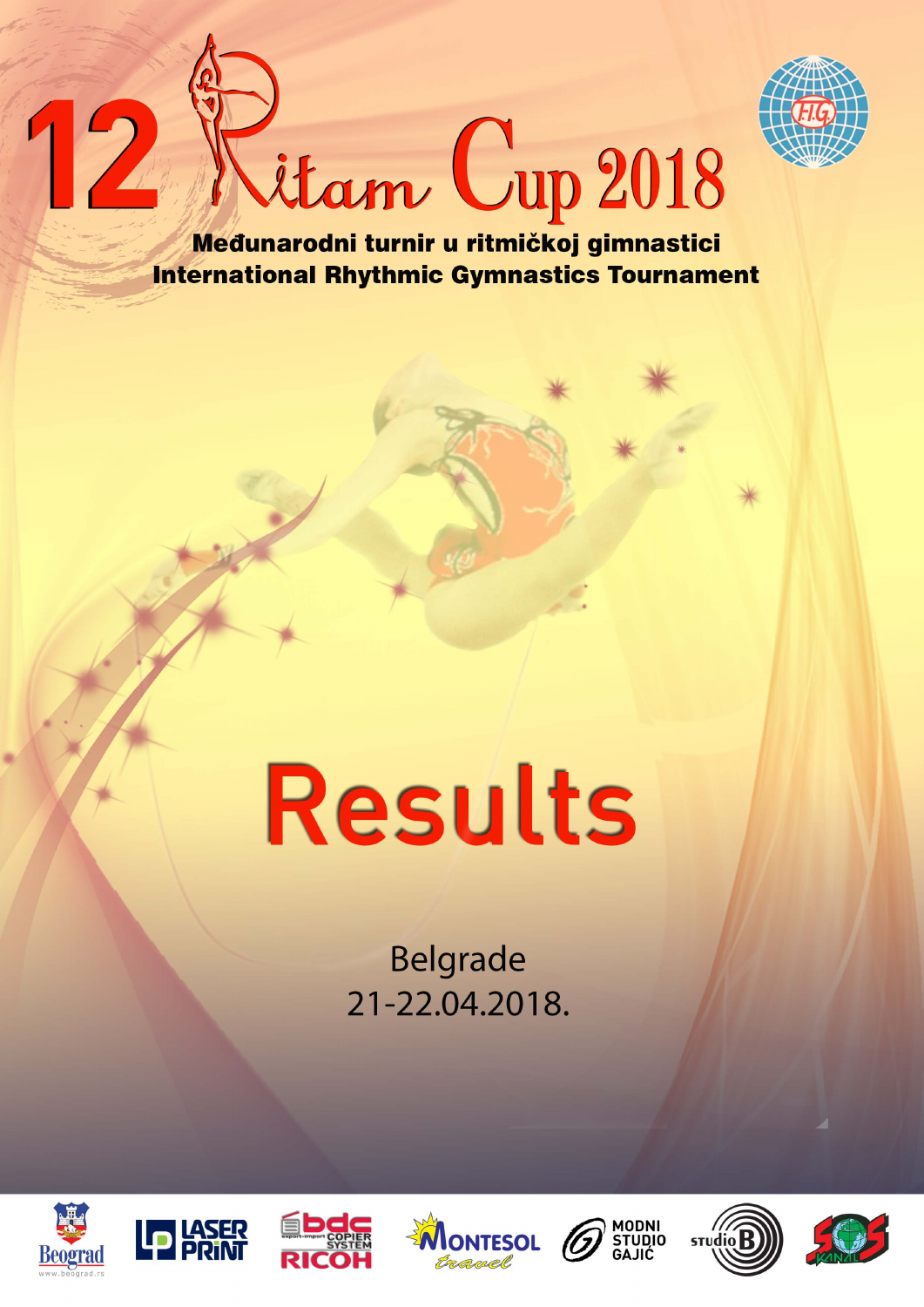# 12 Ritam Cup 2018

**Međunarodni turnir u ritmičkoj gimnastici**
**International Rhythmic Gymnastics Tournament**

# Results

Belgrade
21-22.04.2018.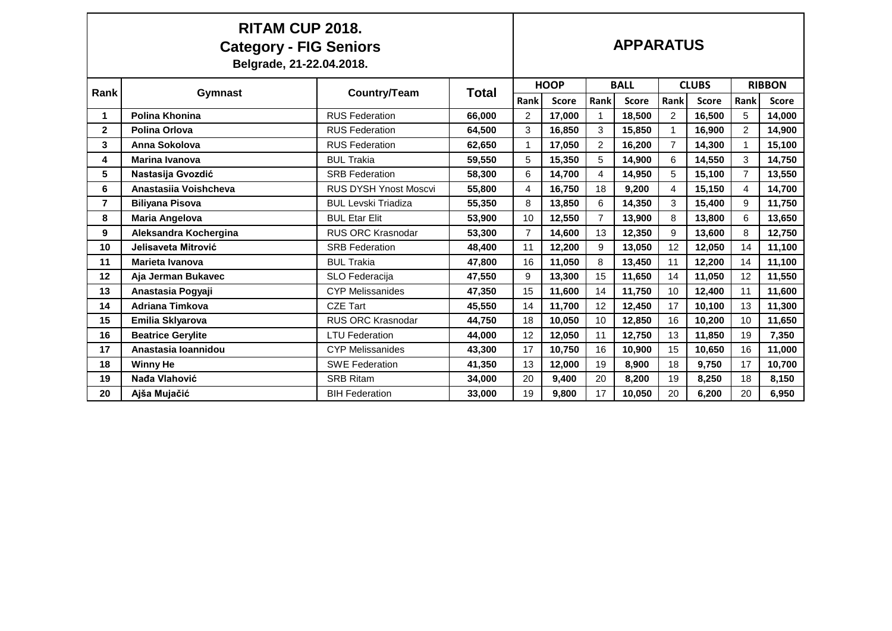# RITAM CUP 2018.
## Category - FIG Seniors
**Belgrade, 21-22.04.2018.**

## APPARATUS

| Rank | Gymnast | Country/Team | Total | HOOP | | BALL | | CLUBS | | RIBBON | |
|---|---|---|---|---|---|---|---|---|---|---|---|
| | | | | Rank | Score | Rank | Score | Rank | Score | Rank | Score |
| 1 | **Polina Khonina** | RUS Federation | **66,000** | 2 | **17,000** | 1 | **18,500** | 2 | **16,500** | 5 | **14,000** |
| 2 | **Polina Orlova** | RUS Federation | **64,500** | 3 | **16,850** | 3 | **15,850** | 1 | **16,900** | 2 | **14,900** |
| 3 | **Anna Sokolova** | RUS Federation | **62,650** | 1 | **17,050** | 2 | **16,200** | 7 | **14,300** | 1 | **15,100** |
| 4 | **Marina Ivanova** | BUL Trakia | **59,550** | 5 | **15,350** | 5 | **14,900** | 6 | **14,550** | 3 | **14,750** |
| 5 | **Nastasija Gvozdić** | SRB Federation | **58,300** | 6 | **14,700** | 4 | **14,950** | 5 | **15,100** | 7 | **13,550** |
| 6 | **Anastasiia Voishcheva** | RUS DYSH Ynost Moscvi | **55,800** | 4 | **16,750** | 18 | **9,200** | 4 | **15,150** | 4 | **14,700** |
| 7 | **Biliyana Pisova** | BUL Levski Triadiza | **55,350** | 8 | **13,850** | 6 | **14,350** | 3 | **15,400** | 9 | **11,750** |
| 8 | **Maria Angelova** | BUL Etar Elit | **53,900** | 10 | **12,550** | 7 | **13,900** | 8 | **13,800** | 6 | **13,650** |
| 9 | **Aleksandra Kochergina** | RUS ORC Krasnodar | **53,300** | 7 | **14,600** | 13 | **12,350** | 9 | **13,600** | 8 | **12,750** |
| 10 | **Jelisaveta Mitrović** | SRB Federation | **48,400** | 11 | **12,200** | 9 | **13,050** | 12 | **12,050** | 14 | **11,100** |
| 11 | **Marieta Ivanova** | BUL Trakia | **47,800** | 16 | **11,050** | 8 | **13,450** | 11 | **12,200** | 14 | **11,100** |
| 12 | **Aja Jerman Bukavec** | SLO Federacija | **47,550** | 9 | **13,300** | 15 | **11,650** | 14 | **11,050** | 12 | **11,550** |
| 13 | **Anastasia Pogyaji** | CYP Melissanides | **47,350** | 15 | **11,600** | 14 | **11,750** | 10 | **12,400** | 11 | **11,600** |
| 14 | **Adriana Timkova** | CZE Tart | **45,550** | 14 | **11,700** | 12 | **12,450** | 17 | **10,100** | 13 | **11,300** |
| 15 | **Emilia Sklyarova** | RUS ORC Krasnodar | **44,750** | 18 | **10,050** | 10 | **12,850** | 16 | **10,200** | 10 | **11,650** |
| 16 | **Beatrice Gerylite** | LTU Federation | **44,000** | 12 | **12,050** | 11 | **12,750** | 13 | **11,850** | 19 | **7,350** |
| 17 | **Anastasia Ioannidou** | CYP Melissanides | **43,300** | 17 | **10,750** | 16 | **10,900** | 15 | **10,650** | 16 | **11,000** |
| 18 | **Winny He** | SWE Federation | **41,350** | 13 | **12,000** | 19 | **8,900** | 18 | **9,750** | 17 | **10,700** |
| 19 | **Nađa Vlahović** | SRB Ritam | **34,000** | 20 | **9,400** | 20 | **8,200** | 19 | **8,250** | 18 | **8,150** |
| 20 | **Ajša Mujačić** | BIH Federation | **33,000** | 19 | **9,800** | 17 | **10,050** | 20 | **6,200** | 20 | **6,950** |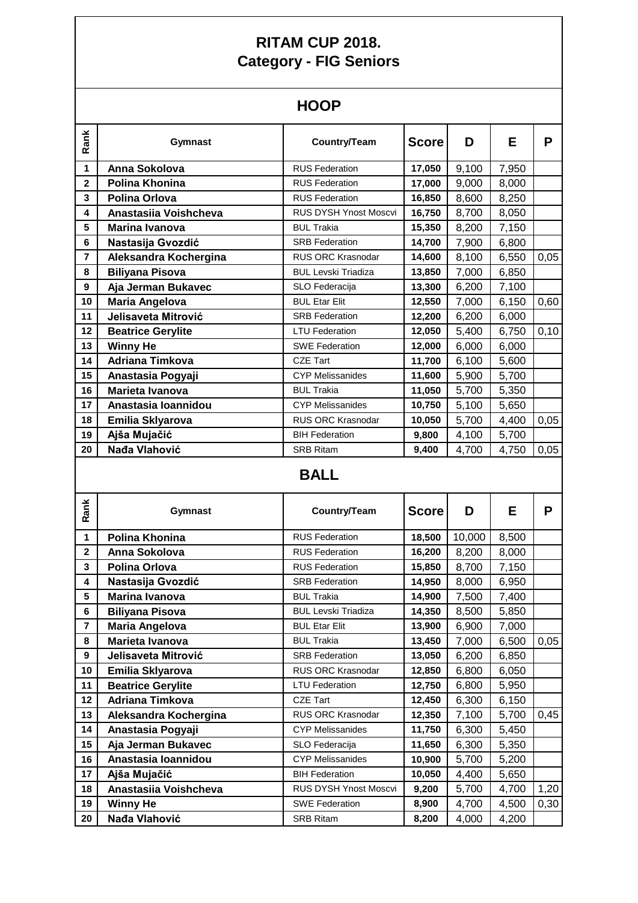# RITAM CUP 2018.
## Category - FIG Seniors

### HOOP

| Rank | Gymnast | Country/Team | Score | D | E | P |
|---|---|---|---|---|---|---|
| 1 | **Anna Sokolova** | RUS Federation | **17,050** | 9,100 | 7,950 | |
| 2 | **Polina Khonina** | RUS Federation | **17,000** | 9,000 | 8,000 | |
| 3 | **Polina Orlova** | RUS Federation | **16,850** | 8,600 | 8,250 | |
| 4 | **Anastasiia Voishcheva** | RUS DYSH Ynost Moscvi | **16,750** | 8,700 | 8,050 | |
| 5 | **Marina Ivanova** | BUL Trakia | **15,350** | 8,200 | 7,150 | |
| 6 | **Nastasija Gvozdić** | SRB Federation | **14,700** | 7,900 | 6,800 | |
| 7 | **Aleksandra Kochergina** | RUS ORC Krasnodar | **14,600** | 8,100 | 6,550 | 0,05 |
| 8 | **Biliyana Pisova** | BUL Levski Triadiza | **13,850** | 7,000 | 6,850 | |
| 9 | **Aja Jerman Bukavec** | SLO Federacija | **13,300** | 6,200 | 7,100 | |
| 10 | **Maria Angelova** | BUL Etar Elit | **12,550** | 7,000 | 6,150 | 0,60 |
| 11 | **Jelisaveta Mitrović** | SRB Federation | **12,200** | 6,200 | 6,000 | |
| 12 | **Beatrice Gerylite** | LTU Federation | **12,050** | 5,400 | 6,750 | 0,10 |
| 13 | **Winny He** | SWE Federation | **12,000** | 6,000 | 6,000 | |
| 14 | **Adriana Timkova** | CZE Tart | **11,700** | 6,100 | 5,600 | |
| 15 | **Anastasia Pogyaji** | CYP Melissanides | **11,600** | 5,900 | 5,700 | |
| 16 | **Marieta Ivanova** | BUL Trakia | **11,050** | 5,700 | 5,350 | |
| 17 | **Anastasia Ioannidou** | CYP Melissanides | **10,750** | 5,100 | 5,650 | |
| 18 | **Emilia Sklyarova** | RUS ORC Krasnodar | **10,050** | 5,700 | 4,400 | 0,05 |
| 19 | **Ajša Mujačić** | BIH Federation | **9,800** | 4,100 | 5,700 | |
| 20 | **Nađa Vlahović** | SRB Ritam | **9,400** | 4,700 | 4,750 | 0,05 |

### BALL

| Rank | Gymnast | Country/Team | Score | D | E | P |
|---|---|---|---|---|---|---|
| 1 | **Polina Khonina** | RUS Federation | **18,500** | 10,000 | 8,500 | |
| 2 | **Anna Sokolova** | RUS Federation | **16,200** | 8,200 | 8,000 | |
| 3 | **Polina Orlova** | RUS Federation | **15,850** | 8,700 | 7,150 | |
| 4 | **Nastasija Gvozdić** | SRB Federation | **14,950** | 8,000 | 6,950 | |
| 5 | **Marina Ivanova** | BUL Trakia | **14,900** | 7,500 | 7,400 | |
| 6 | **Biliyana Pisova** | BUL Levski Triadiza | **14,350** | 8,500 | 5,850 | |
| 7 | **Maria Angelova** | BUL Etar Elit | **13,900** | 6,900 | 7,000 | |
| 8 | **Marieta Ivanova** | BUL Trakia | **13,450** | 7,000 | 6,500 | 0,05 |
| 9 | **Jelisaveta Mitrović** | SRB Federation | **13,050** | 6,200 | 6,850 | |
| 10 | **Emilia Sklyarova** | RUS ORC Krasnodar | **12,850** | 6,800 | 6,050 | |
| 11 | **Beatrice Gerylite** | LTU Federation | **12,750** | 6,800 | 5,950 | |
| 12 | **Adriana Timkova** | CZE Tart | **12,450** | 6,300 | 6,150 | |
| 13 | **Aleksandra Kochergina** | RUS ORC Krasnodar | **12,350** | 7,100 | 5,700 | 0,45 |
| 14 | **Anastasia Pogyaji** | CYP Melissanides | **11,750** | 6,300 | 5,450 | |
| 15 | **Aja Jerman Bukavec** | SLO Federacija | **11,650** | 6,300 | 5,350 | |
| 16 | **Anastasia Ioannidou** | CYP Melissanides | **10,900** | 5,700 | 5,200 | |
| 17 | **Ajša Mujačić** | BIH Federation | **10,050** | 4,400 | 5,650 | |
| 18 | **Anastasiia Voishcheva** | RUS DYSH Ynost Moscvi | **9,200** | 5,700 | 4,700 | 1,20 |
| 19 | **Winny He** | SWE Federation | **8,900** | 4,700 | 4,500 | 0,30 |
| 20 | **Nađa Vlahović** | SRB Ritam | **8,200** | 4,000 | 4,200 | |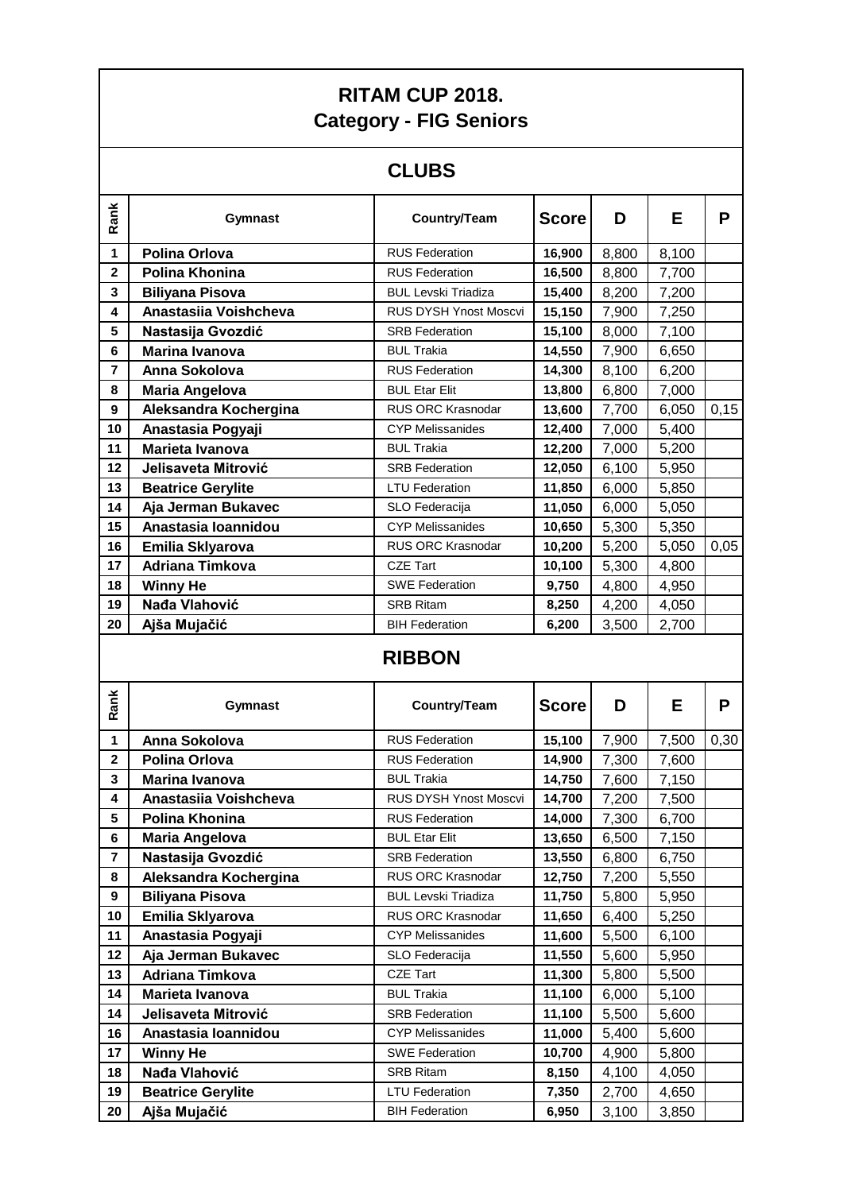# RITAM CUP 2018.
## Category - FIG Seniors

### CLUBS

| Rank | Gymnast | Country/Team | Score | D | E | P |
|---|---|---|---|---|---|---|
| 1 | **Polina Orlova** | RUS Federation | **16,900** | 8,800 | 8,100 | |
| 2 | **Polina Khonina** | RUS Federation | **16,500** | 8,800 | 7,700 | |
| 3 | **Biliyana Pisova** | BUL Levski Triadiza | **15,400** | 8,200 | 7,200 | |
| 4 | **Anastasiia Voishcheva** | RUS DYSH Ynost Moscvi | **15,150** | 7,900 | 7,250 | |
| 5 | **Nastasija Gvozdić** | SRB Federation | **15,100** | 8,000 | 7,100 | |
| 6 | **Marina Ivanova** | BUL Trakia | **14,550** | 7,900 | 6,650 | |
| 7 | **Anna Sokolova** | RUS Federation | **14,300** | 8,100 | 6,200 | |
| 8 | **Maria Angelova** | BUL Etar Elit | **13,800** | 6,800 | 7,000 | |
| 9 | **Aleksandra Kochergina** | RUS ORC Krasnodar | **13,600** | 7,700 | 6,050 | 0,15 |
| 10 | **Anastasia Pogyaji** | CYP Melissanides | **12,400** | 7,000 | 5,400 | |
| 11 | **Marieta Ivanova** | BUL Trakia | **12,200** | 7,000 | 5,200 | |
| 12 | **Jelisaveta Mitrović** | SRB Federation | **12,050** | 6,100 | 5,950 | |
| 13 | **Beatrice Gerylite** | LTU Federation | **11,850** | 6,000 | 5,850 | |
| 14 | **Aja Jerman Bukavec** | SLO Federacija | **11,050** | 6,000 | 5,050 | |
| 15 | **Anastasia Ioannidou** | CYP Melissanides | **10,650** | 5,300 | 5,350 | |
| 16 | **Emilia Sklyarova** | RUS ORC Krasnodar | **10,200** | 5,200 | 5,050 | 0,05 |
| 17 | **Adriana Timkova** | CZE Tart | **10,100** | 5,300 | 4,800 | |
| 18 | **Winny He** | SWE Federation | **9,750** | 4,800 | 4,950 | |
| 19 | **Nađa Vlahović** | SRB Ritam | **8,250** | 4,200 | 4,050 | |
| 20 | **Ajša Mujačić** | BIH Federation | **6,200** | 3,500 | 2,700 | |

### RIBBON

| Rank | Gymnast | Country/Team | Score | D | E | P |
|---|---|---|---|---|---|---|
| 1 | **Anna Sokolova** | RUS Federation | **15,100** | 7,900 | 7,500 | 0,30 |
| 2 | **Polina Orlova** | RUS Federation | **14,900** | 7,300 | 7,600 | |
| 3 | **Marina Ivanova** | BUL Trakia | **14,750** | 7,600 | 7,150 | |
| 4 | **Anastasiia Voishcheva** | RUS DYSH Ynost Moscvi | **14,700** | 7,200 | 7,500 | |
| 5 | **Polina Khonina** | RUS Federation | **14,000** | 7,300 | 6,700 | |
| 6 | **Maria Angelova** | BUL Etar Elit | **13,650** | 6,500 | 7,150 | |
| 7 | **Nastasija Gvozdić** | SRB Federation | **13,550** | 6,800 | 6,750 | |
| 8 | **Aleksandra Kochergina** | RUS ORC Krasnodar | **12,750** | 7,200 | 5,550 | |
| 9 | **Biliyana Pisova** | BUL Levski Triadiza | **11,750** | 5,800 | 5,950 | |
| 10 | **Emilia Sklyarova** | RUS ORC Krasnodar | **11,650** | 6,400 | 5,250 | |
| 11 | **Anastasia Pogyaji** | CYP Melissanides | **11,600** | 5,500 | 6,100 | |
| 12 | **Aja Jerman Bukavec** | SLO Federacija | **11,550** | 5,600 | 5,950 | |
| 13 | **Adriana Timkova** | CZE Tart | **11,300** | 5,800 | 5,500 | |
| 14 | **Marieta Ivanova** | BUL Trakia | **11,100** | 6,000 | 5,100 | |
| 14 | **Jelisaveta Mitrović** | SRB Federation | **11,100** | 5,500 | 5,600 | |
| 16 | **Anastasia Ioannidou** | CYP Melissanides | **11,000** | 5,400 | 5,600 | |
| 17 | **Winny He** | SWE Federation | **10,700** | 4,900 | 5,800 | |
| 18 | **Nađa Vlahović** | SRB Ritam | **8,150** | 4,100 | 4,050 | |
| 19 | **Beatrice Gerylite** | LTU Federation | **7,350** | 2,700 | 4,650 | |
| 20 | **Ajša Mujačić** | BIH Federation | **6,950** | 3,100 | 3,850 | |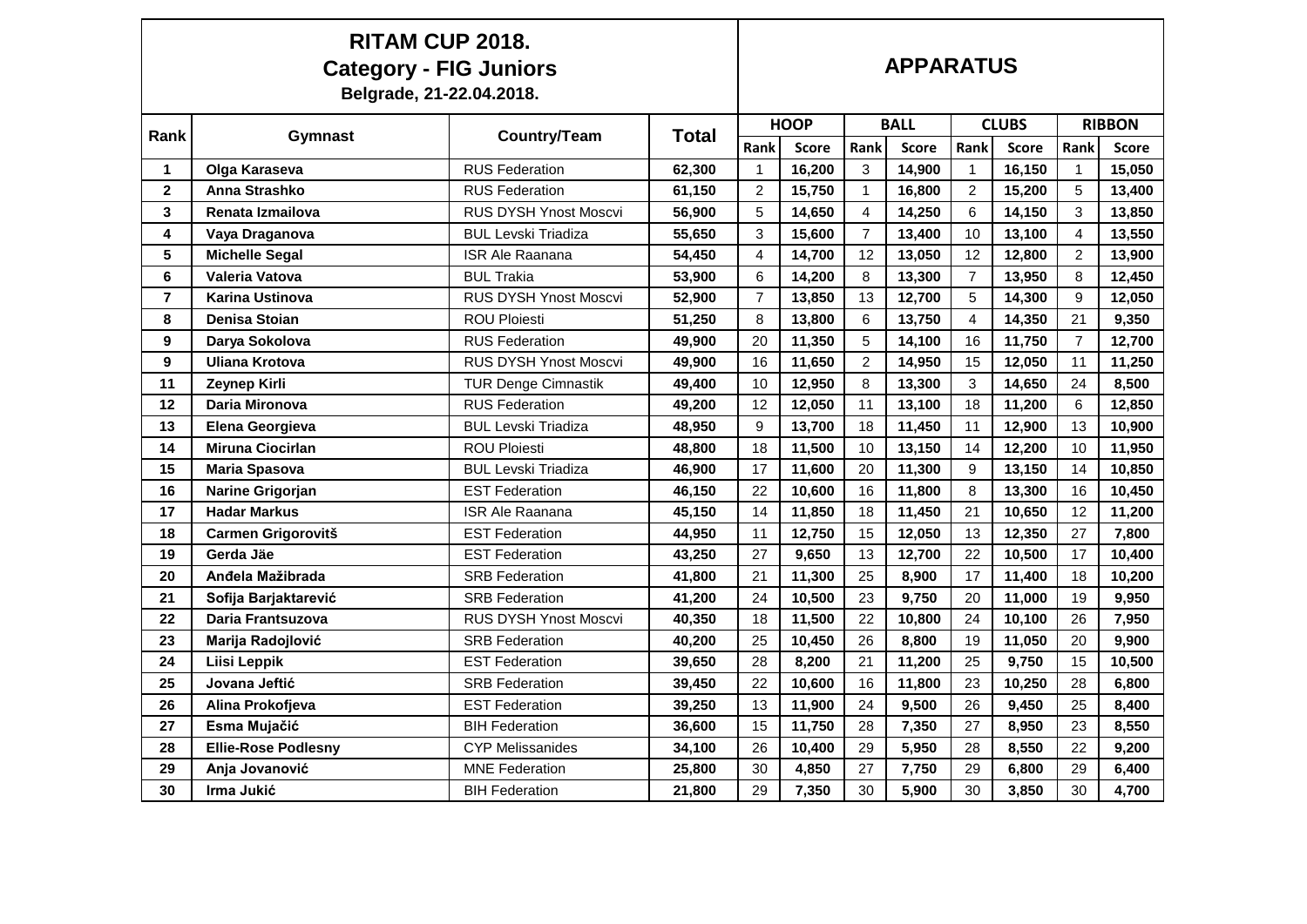| RITAM CUP 2018.<br>Category - FIG Juniors<br>Belgrade, 21-22.04.2018. | | | | APPARATUS | | | | | | | |
|---|---|---|---|---|---|---|---|---|---|---|---|
| Rank | Gymnast | Country/Team | Total | HOOP | | BALL | | CLUBS | | RIBBON | |
| | | | | Rank | Score | Rank | Score | Rank | Score | Rank | Score |
| 1 | Olga Karaseva | RUS Federation | 62,300 | 1 | 16,200 | 3 | 14,900 | 1 | 16,150 | 1 | 15,050 |
| 2 | Anna Strashko | RUS Federation | 61,150 | 2 | 15,750 | 1 | 16,800 | 2 | 15,200 | 5 | 13,400 |
| 3 | Renata Izmailova | RUS DYSH Ynost Moscvi | 56,900 | 5 | 14,650 | 4 | 14,250 | 6 | 14,150 | 3 | 13,850 |
| 4 | Vaya Draganova | BUL Levski Triadiza | 55,650 | 3 | 15,600 | 7 | 13,400 | 10 | 13,100 | 4 | 13,550 |
| 5 | Michelle Segal | ISR Ale Raanana | 54,450 | 4 | 14,700 | 12 | 13,050 | 12 | 12,800 | 2 | 13,900 |
| 6 | Valeria Vatova | BUL Trakia | 53,900 | 6 | 14,200 | 8 | 13,300 | 7 | 13,950 | 8 | 12,450 |
| 7 | Karina Ustinova | RUS DYSH Ynost Moscvi | 52,900 | 7 | 13,850 | 13 | 12,700 | 5 | 14,300 | 9 | 12,050 |
| 8 | Denisa Stoian | ROU Ploiesti | 51,250 | 8 | 13,800 | 6 | 13,750 | 4 | 14,350 | 21 | 9,350 |
| 9 | Darya Sokolova | RUS Federation | 49,900 | 20 | 11,350 | 5 | 14,100 | 16 | 11,750 | 7 | 12,700 |
| 9 | Uliana Krotova | RUS DYSH Ynost Moscvi | 49,900 | 16 | 11,650 | 2 | 14,950 | 15 | 12,050 | 11 | 11,250 |
| 11 | Zeynep Kirli | TUR Denge Cimnastik | 49,400 | 10 | 12,950 | 8 | 13,300 | 3 | 14,650 | 24 | 8,500 |
| 12 | Daria Mironova | RUS Federation | 49,200 | 12 | 12,050 | 11 | 13,100 | 18 | 11,200 | 6 | 12,850 |
| 13 | Elena Georgieva | BUL Levski Triadiza | 48,950 | 9 | 13,700 | 18 | 11,450 | 11 | 12,900 | 13 | 10,900 |
| 14 | Miruna Ciocirlan | ROU Ploiesti | 48,800 | 18 | 11,500 | 10 | 13,150 | 14 | 12,200 | 10 | 11,950 |
| 15 | Maria Spasova | BUL Levski Triadiza | 46,900 | 17 | 11,600 | 20 | 11,300 | 9 | 13,150 | 14 | 10,850 |
| 16 | Narine Grigorjan | EST Federation | 46,150 | 22 | 10,600 | 16 | 11,800 | 8 | 13,300 | 16 | 10,450 |
| 17 | Hadar Markus | ISR Ale Raanana | 45,150 | 14 | 11,850 | 18 | 11,450 | 21 | 10,650 | 12 | 11,200 |
| 18 | Carmen Grigorovitš | EST Federation | 44,950 | 11 | 12,750 | 15 | 12,050 | 13 | 12,350 | 27 | 7,800 |
| 19 | Gerda Jäe | EST Federation | 43,250 | 27 | 9,650 | 13 | 12,700 | 22 | 10,500 | 17 | 10,400 |
| 20 | Anđela Mažibrada | SRB Federation | 41,800 | 21 | 11,300 | 25 | 8,900 | 17 | 11,400 | 18 | 10,200 |
| 21 | Sofija Barjaktarević | SRB Federation | 41,200 | 24 | 10,500 | 23 | 9,750 | 20 | 11,000 | 19 | 9,950 |
| 22 | Daria Frantsuzova | RUS DYSH Ynost Moscvi | 40,350 | 18 | 11,500 | 22 | 10,800 | 24 | 10,100 | 26 | 7,950 |
| 23 | Marija Radojlović | SRB Federation | 40,200 | 25 | 10,450 | 26 | 8,800 | 19 | 11,050 | 20 | 9,900 |
| 24 | Liisi Leppik | EST Federation | 39,650 | 28 | 8,200 | 21 | 11,200 | 25 | 9,750 | 15 | 10,500 |
| 25 | Jovana Jeftić | SRB Federation | 39,450 | 22 | 10,600 | 16 | 11,800 | 23 | 10,250 | 28 | 6,800 |
| 26 | Alina Prokofjeva | EST Federation | 39,250 | 13 | 11,900 | 24 | 9,500 | 26 | 9,450 | 25 | 8,400 |
| 27 | Esma Mujačić | BIH Federation | 36,600 | 15 | 11,750 | 28 | 7,350 | 27 | 8,950 | 23 | 8,550 |
| 28 | Ellie-Rose Podlesny | CYP Melissanides | 34,100 | 26 | 10,400 | 29 | 5,950 | 28 | 8,550 | 22 | 9,200 |
| 29 | Anja Jovanović | MNE Federation | 25,800 | 30 | 4,850 | 27 | 7,750 | 29 | 6,800 | 29 | 6,400 |
| 30 | Irma Jukić | BIH Federation | 21,800 | 29 | 7,350 | 30 | 5,900 | 30 | 3,850 | 30 | 4,700 |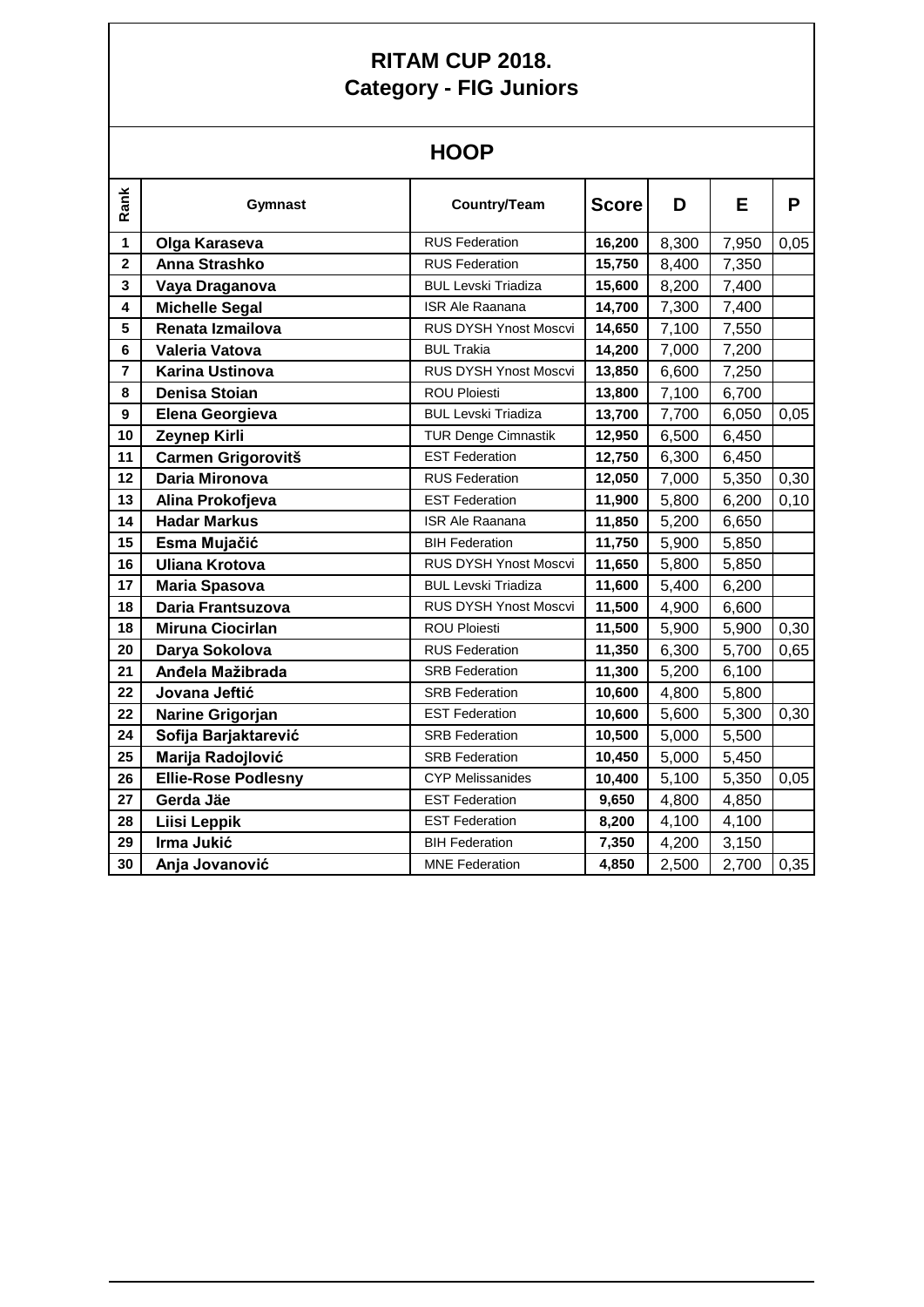# RITAM CUP 2018.
## Category - FIG Juniors

### HOOP

| Rank | Gymnast | Country/Team | Score | D | E | P |
|---|---|---|---|---|---|---|
| 1 | **Olga Karaseva** | RUS Federation | **16,200** | 8,300 | 7,950 | 0,05 |
| 2 | **Anna Strashko** | RUS Federation | **15,750** | 8,400 | 7,350 | |
| 3 | **Vaya Draganova** | BUL Levski Triadiza | **15,600** | 8,200 | 7,400 | |
| 4 | **Michelle Segal** | ISR Ale Raanana | **14,700** | 7,300 | 7,400 | |
| 5 | **Renata Izmailova** | RUS DYSH Ynost Moscvi | **14,650** | 7,100 | 7,550 | |
| 6 | **Valeria Vatova** | BUL Trakia | **14,200** | 7,000 | 7,200 | |
| 7 | **Karina Ustinova** | RUS DYSH Ynost Moscvi | **13,850** | 6,600 | 7,250 | |
| 8 | **Denisa Stoian** | ROU Ploiesti | **13,800** | 7,100 | 6,700 | |
| 9 | **Elena Georgieva** | BUL Levski Triadiza | **13,700** | 7,700 | 6,050 | 0,05 |
| 10 | **Zeynep Kirli** | TUR Denge Cimnastik | **12,950** | 6,500 | 6,450 | |
| 11 | **Carmen Grigorovitš** | EST Federation | **12,750** | 6,300 | 6,450 | |
| 12 | **Daria Mironova** | RUS Federation | **12,050** | 7,000 | 5,350 | 0,30 |
| 13 | **Alina Prokofjeva** | EST Federation | **11,900** | 5,800 | 6,200 | 0,10 |
| 14 | **Hadar Markus** | ISR Ale Raanana | **11,850** | 5,200 | 6,650 | |
| 15 | **Esma Mujačić** | BIH Federation | **11,750** | 5,900 | 5,850 | |
| 16 | **Uliana Krotova** | RUS DYSH Ynost Moscvi | **11,650** | 5,800 | 5,850 | |
| 17 | **Maria Spasova** | BUL Levski Triadiza | **11,600** | 5,400 | 6,200 | |
| 18 | **Daria Frantsuzova** | RUS DYSH Ynost Moscvi | **11,500** | 4,900 | 6,600 | |
| 18 | **Miruna Ciocirlan** | ROU Ploiesti | **11,500** | 5,900 | 5,900 | 0,30 |
| 20 | **Darya Sokolova** | RUS Federation | **11,350** | 6,300 | 5,700 | 0,65 |
| 21 | **Anđela Mažibrada** | SRB Federation | **11,300** | 5,200 | 6,100 | |
| 22 | **Jovana Jeftić** | SRB Federation | **10,600** | 4,800 | 5,800 | |
| 22 | **Narine Grigorjan** | EST Federation | **10,600** | 5,600 | 5,300 | 0,30 |
| 24 | **Sofija Barjaktarević** | SRB Federation | **10,500** | 5,000 | 5,500 | |
| 25 | **Marija Radojlović** | SRB Federation | **10,450** | 5,000 | 5,450 | |
| 26 | **Ellie-Rose Podlesny** | CYP Melissanides | **10,400** | 5,100 | 5,350 | 0,05 |
| 27 | **Gerda Jäe** | EST Federation | **9,650** | 4,800 | 4,850 | |
| 28 | **Liisi Leppik** | EST Federation | **8,200** | 4,100 | 4,100 | |
| 29 | **Irma Jukić** | BIH Federation | **7,350** | 4,200 | 3,150 | |
| 30 | **Anja Jovanović** | MNE Federation | **4,850** | 2,500 | 2,700 | 0,35 |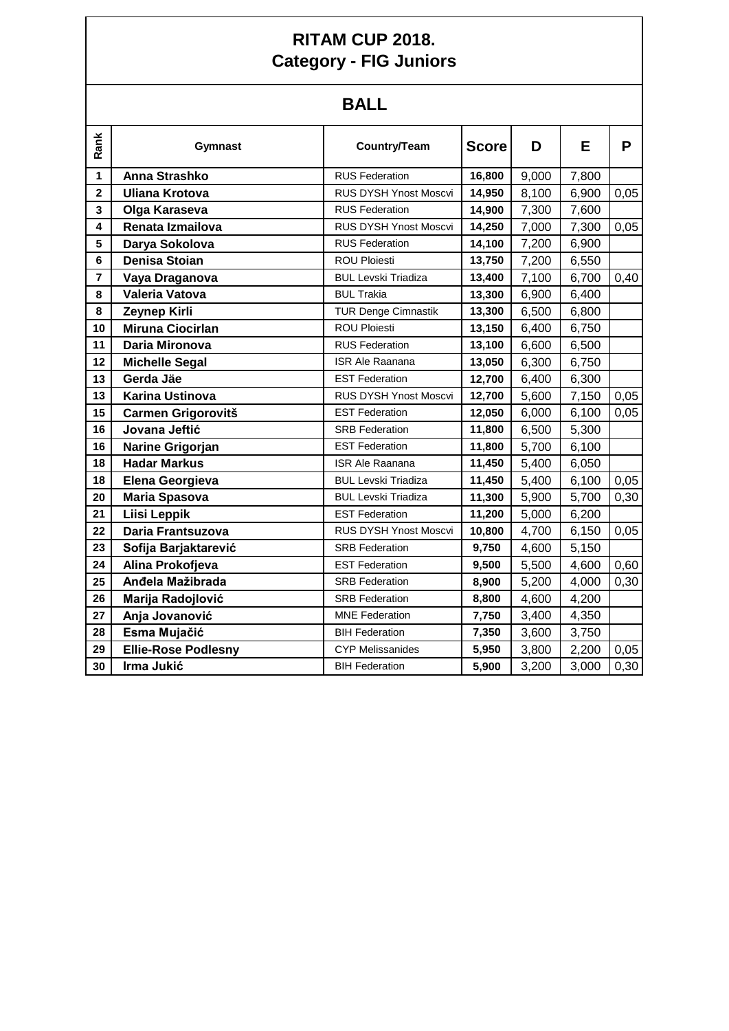# RITAM CUP 2018.
# Category - FIG Juniors

## BALL

| Rank | Gymnast | Country/Team | Score | D | E | P |
|---|---|---|---|---|---|---|
| 1 | **Anna Strashko** | RUS Federation | **16,800** | 9,000 | 7,800 | |
| 2 | **Uliana Krotova** | RUS DYSH Ynost Moscvi | **14,950** | 8,100 | 6,900 | 0,05 |
| 3 | **Olga Karaseva** | RUS Federation | **14,900** | 7,300 | 7,600 | |
| 4 | **Renata Izmailova** | RUS DYSH Ynost Moscvi | **14,250** | 7,000 | 7,300 | 0,05 |
| 5 | **Darya Sokolova** | RUS Federation | **14,100** | 7,200 | 6,900 | |
| 6 | **Denisa Stoian** | ROU Ploiesti | **13,750** | 7,200 | 6,550 | |
| 7 | **Vaya Draganova** | BUL Levski Triadiza | **13,400** | 7,100 | 6,700 | 0,40 |
| 8 | **Valeria Vatova** | BUL Trakia | **13,300** | 6,900 | 6,400 | |
| 8 | **Zeynep Kirli** | TUR Denge Cimnastik | **13,300** | 6,500 | 6,800 | |
| 10 | **Miruna Ciocirlan** | ROU Ploiesti | **13,150** | 6,400 | 6,750 | |
| 11 | **Daria Mironova** | RUS Federation | **13,100** | 6,600 | 6,500 | |
| 12 | **Michelle Segal** | ISR Ale Raanana | **13,050** | 6,300 | 6,750 | |
| 13 | **Gerda Jäe** | EST Federation | **12,700** | 6,400 | 6,300 | |
| 13 | **Karina Ustinova** | RUS DYSH Ynost Moscvi | **12,700** | 5,600 | 7,150 | 0,05 |
| 15 | **Carmen Grigorovitš** | EST Federation | **12,050** | 6,000 | 6,100 | 0,05 |
| 16 | **Jovana Jeftić** | SRB Federation | **11,800** | 6,500 | 5,300 | |
| 16 | **Narine Grigorjan** | EST Federation | **11,800** | 5,700 | 6,100 | |
| 18 | **Hadar Markus** | ISR Ale Raanana | **11,450** | 5,400 | 6,050 | |
| 18 | **Elena Georgieva** | BUL Levski Triadiza | **11,450** | 5,400 | 6,100 | 0,05 |
| 20 | **Maria Spasova** | BUL Levski Triadiza | **11,300** | 5,900 | 5,700 | 0,30 |
| 21 | **Liisi Leppik** | EST Federation | **11,200** | 5,000 | 6,200 | |
| 22 | **Daria Frantsuzova** | RUS DYSH Ynost Moscvi | **10,800** | 4,700 | 6,150 | 0,05 |
| 23 | **Sofija Barjaktarević** | SRB Federation | **9,750** | 4,600 | 5,150 | |
| 24 | **Alina Prokofjeva** | EST Federation | **9,500** | 5,500 | 4,600 | 0,60 |
| 25 | **Anđela Mažibrada** | SRB Federation | **8,900** | 5,200 | 4,000 | 0,30 |
| 26 | **Marija Radojlović** | SRB Federation | **8,800** | 4,600 | 4,200 | |
| 27 | **Anja Jovanović** | MNE Federation | **7,750** | 3,400 | 4,350 | |
| 28 | **Esma Mujačić** | BIH Federation | **7,350** | 3,600 | 3,750 | |
| 29 | **Ellie-Rose Podlesny** | CYP Melissanides | **5,950** | 3,800 | 2,200 | 0,05 |
| 30 | **Irma Jukić** | BIH Federation | **5,900** | 3,200 | 3,000 | 0,30 |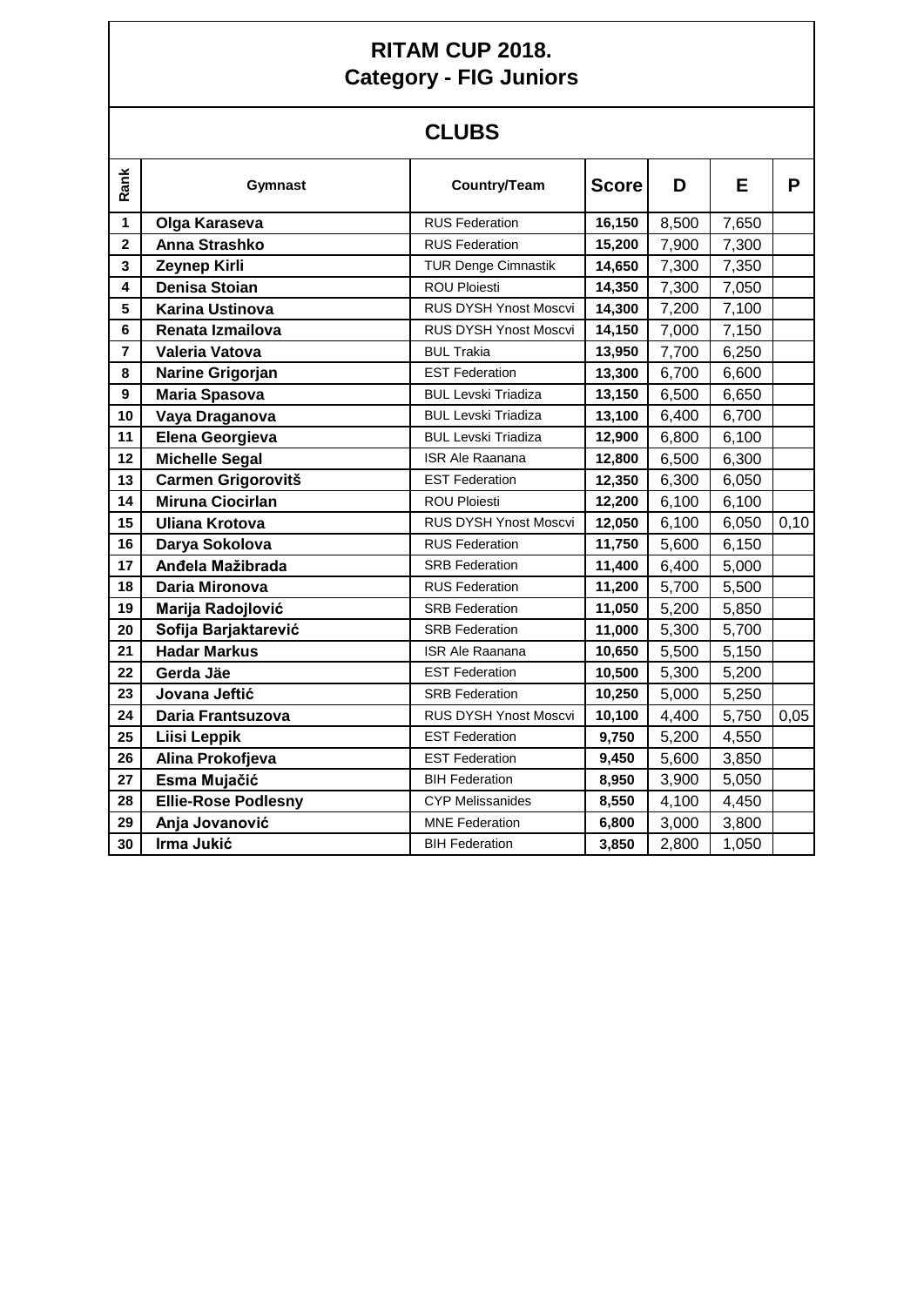# RITAM CUP 2018.
## Category - FIG Juniors

### CLUBS

| Rank | Gymnast | Country/Team | Score | D | E | P |
|---|---|---|---|---|---|---|
| 1 | **Olga Karaseva** | RUS Federation | **16,150** | 8,500 | 7,650 | |
| 2 | **Anna Strashko** | RUS Federation | **15,200** | 7,900 | 7,300 | |
| 3 | **Zeynep Kirli** | TUR Denge Cimnastik | **14,650** | 7,300 | 7,350 | |
| 4 | **Denisa Stoian** | ROU Ploiesti | **14,350** | 7,300 | 7,050 | |
| 5 | **Karina Ustinova** | RUS DYSH Ynost Moscvi | **14,300** | 7,200 | 7,100 | |
| 6 | **Renata Izmailova** | RUS DYSH Ynost Moscvi | **14,150** | 7,000 | 7,150 | |
| 7 | **Valeria Vatova** | BUL Trakia | **13,950** | 7,700 | 6,250 | |
| 8 | **Narine Grigorjan** | EST Federation | **13,300** | 6,700 | 6,600 | |
| 9 | **Maria Spasova** | BUL Levski Triadiza | **13,150** | 6,500 | 6,650 | |
| 10 | **Vaya Draganova** | BUL Levski Triadiza | **13,100** | 6,400 | 6,700 | |
| 11 | **Elena Georgieva** | BUL Levski Triadiza | **12,900** | 6,800 | 6,100 | |
| 12 | **Michelle Segal** | ISR Ale Raanana | **12,800** | 6,500 | 6,300 | |
| 13 | **Carmen Grigorovitš** | EST Federation | **12,350** | 6,300 | 6,050 | |
| 14 | **Miruna Ciocirlan** | ROU Ploiesti | **12,200** | 6,100 | 6,100 | |
| 15 | **Uliana Krotova** | RUS DYSH Ynost Moscvi | **12,050** | 6,100 | 6,050 | 0,10 |
| 16 | **Darya Sokolova** | RUS Federation | **11,750** | 5,600 | 6,150 | |
| 17 | **Anđela Mažibrada** | SRB Federation | **11,400** | 6,400 | 5,000 | |
| 18 | **Daria Mironova** | RUS Federation | **11,200** | 5,700 | 5,500 | |
| 19 | **Marija Radojlović** | SRB Federation | **11,050** | 5,200 | 5,850 | |
| 20 | **Sofija Barjaktarević** | SRB Federation | **11,000** | 5,300 | 5,700 | |
| 21 | **Hadar Markus** | ISR Ale Raanana | **10,650** | 5,500 | 5,150 | |
| 22 | **Gerda Jäe** | EST Federation | **10,500** | 5,300 | 5,200 | |
| 23 | **Jovana Jeftić** | SRB Federation | **10,250** | 5,000 | 5,250 | |
| 24 | **Daria Frantsuzova** | RUS DYSH Ynost Moscvi | **10,100** | 4,400 | 5,750 | 0,05 |
| 25 | **Liisi Leppik** | EST Federation | **9,750** | 5,200 | 4,550 | |
| 26 | **Alina Prokofjeva** | EST Federation | **9,450** | 5,600 | 3,850 | |
| 27 | **Esma Mujačić** | BIH Federation | **8,950** | 3,900 | 5,050 | |
| 28 | **Ellie-Rose Podlesny** | CYP Melissanides | **8,550** | 4,100 | 4,450 | |
| 29 | **Anja Jovanović** | MNE Federation | **6,800** | 3,000 | 3,800 | |
| 30 | **Irma Jukić** | BIH Federation | **3,850** | 2,800 | 1,050 | |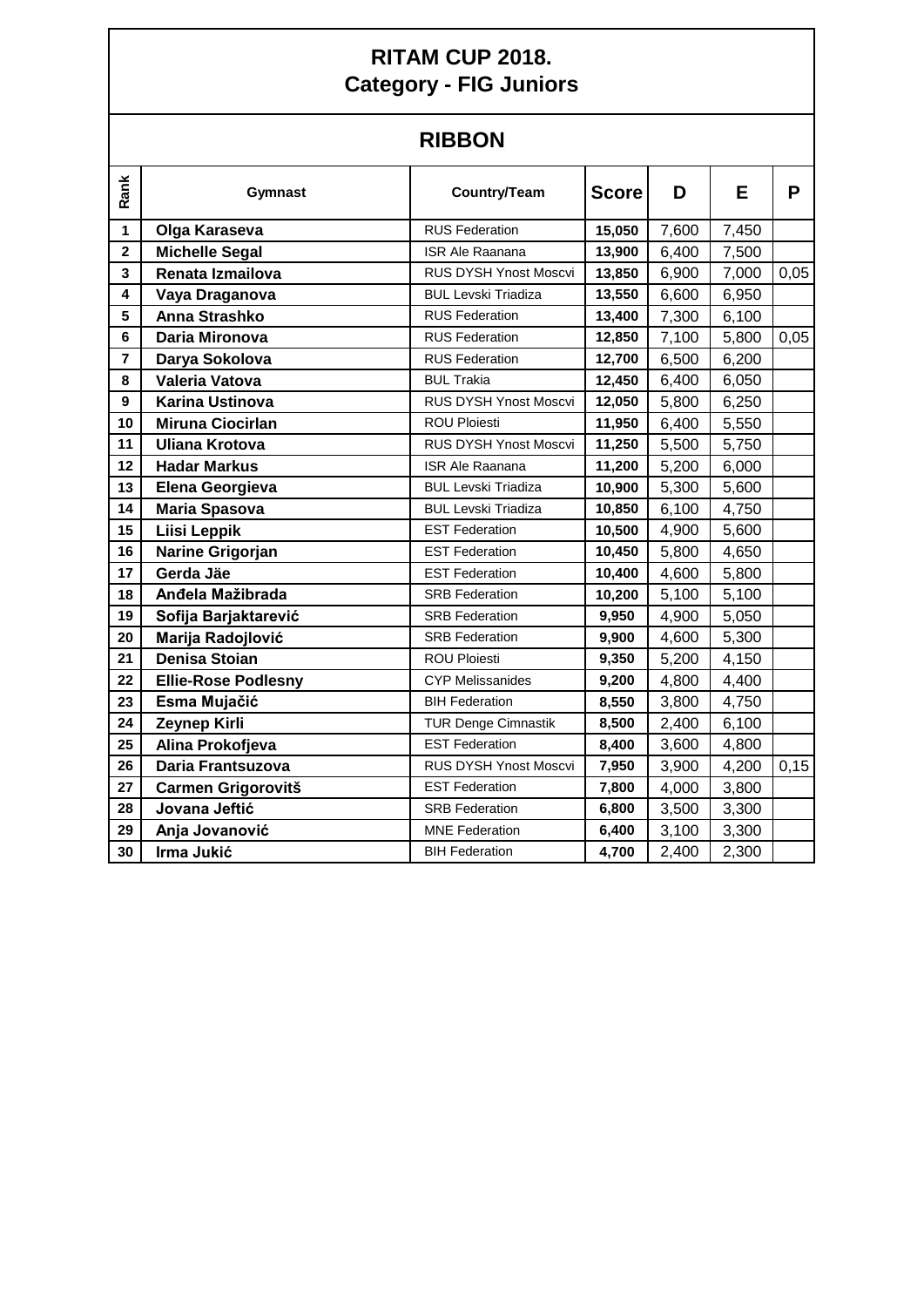# RITAM CUP 2018.
# Category - FIG Juniors

## RIBBON

| Rank | Gymnast | Country/Team | Score | D | E | P |
|---|---|---|---|---|---|---|
| 1 | Olga Karaseva | RUS Federation | 15,050 | 7,600 | 7,450 | |
| 2 | Michelle Segal | ISR Ale Raanana | 13,900 | 6,400 | 7,500 | |
| 3 | Renata Izmailova | RUS DYSH Ynost Moscvi | 13,850 | 6,900 | 7,000 | 0,05 |
| 4 | Vaya Draganova | BUL Levski Triadiza | 13,550 | 6,600 | 6,950 | |
| 5 | Anna Strashko | RUS Federation | 13,400 | 7,300 | 6,100 | |
| 6 | Daria Mironova | RUS Federation | 12,850 | 7,100 | 5,800 | 0,05 |
| 7 | Darya Sokolova | RUS Federation | 12,700 | 6,500 | 6,200 | |
| 8 | Valeria Vatova | BUL Trakia | 12,450 | 6,400 | 6,050 | |
| 9 | Karina Ustinova | RUS DYSH Ynost Moscvi | 12,050 | 5,800 | 6,250 | |
| 10 | Miruna Ciocirlan | ROU Ploiesti | 11,950 | 6,400 | 5,550 | |
| 11 | Uliana Krotova | RUS DYSH Ynost Moscvi | 11,250 | 5,500 | 5,750 | |
| 12 | Hadar Markus | ISR Ale Raanana | 11,200 | 5,200 | 6,000 | |
| 13 | Elena Georgieva | BUL Levski Triadiza | 10,900 | 5,300 | 5,600 | |
| 14 | Maria Spasova | BUL Levski Triadiza | 10,850 | 6,100 | 4,750 | |
| 15 | Liisi Leppik | EST Federation | 10,500 | 4,900 | 5,600 | |
| 16 | Narine Grigorjan | EST Federation | 10,450 | 5,800 | 4,650 | |
| 17 | Gerda Jäe | EST Federation | 10,400 | 4,600 | 5,800 | |
| 18 | Anđela Mažibrada | SRB Federation | 10,200 | 5,100 | 5,100 | |
| 19 | Sofija Barjaktarević | SRB Federation | 9,950 | 4,900 | 5,050 | |
| 20 | Marija Radojlović | SRB Federation | 9,900 | 4,600 | 5,300 | |
| 21 | Denisa Stoian | ROU Ploiesti | 9,350 | 5,200 | 4,150 | |
| 22 | Ellie-Rose Podlesny | CYP Melissanides | 9,200 | 4,800 | 4,400 | |
| 23 | Esma Mujačić | BIH Federation | 8,550 | 3,800 | 4,750 | |
| 24 | Zeynep Kirli | TUR Denge Cimnastik | 8,500 | 2,400 | 6,100 | |
| 25 | Alina Prokofjeva | EST Federation | 8,400 | 3,600 | 4,800 | |
| 26 | Daria Frantsuzova | RUS DYSH Ynost Moscvi | 7,950 | 3,900 | 4,200 | 0,15 |
| 27 | Carmen Grigorovitš | EST Federation | 7,800 | 4,000 | 3,800 | |
| 28 | Jovana Jeftić | SRB Federation | 6,800 | 3,500 | 3,300 | |
| 29 | Anja Jovanović | MNE Federation | 6,400 | 3,100 | 3,300 | |
| 30 | Irma Jukić | BIH Federation | 4,700 | 2,400 | 2,300 | |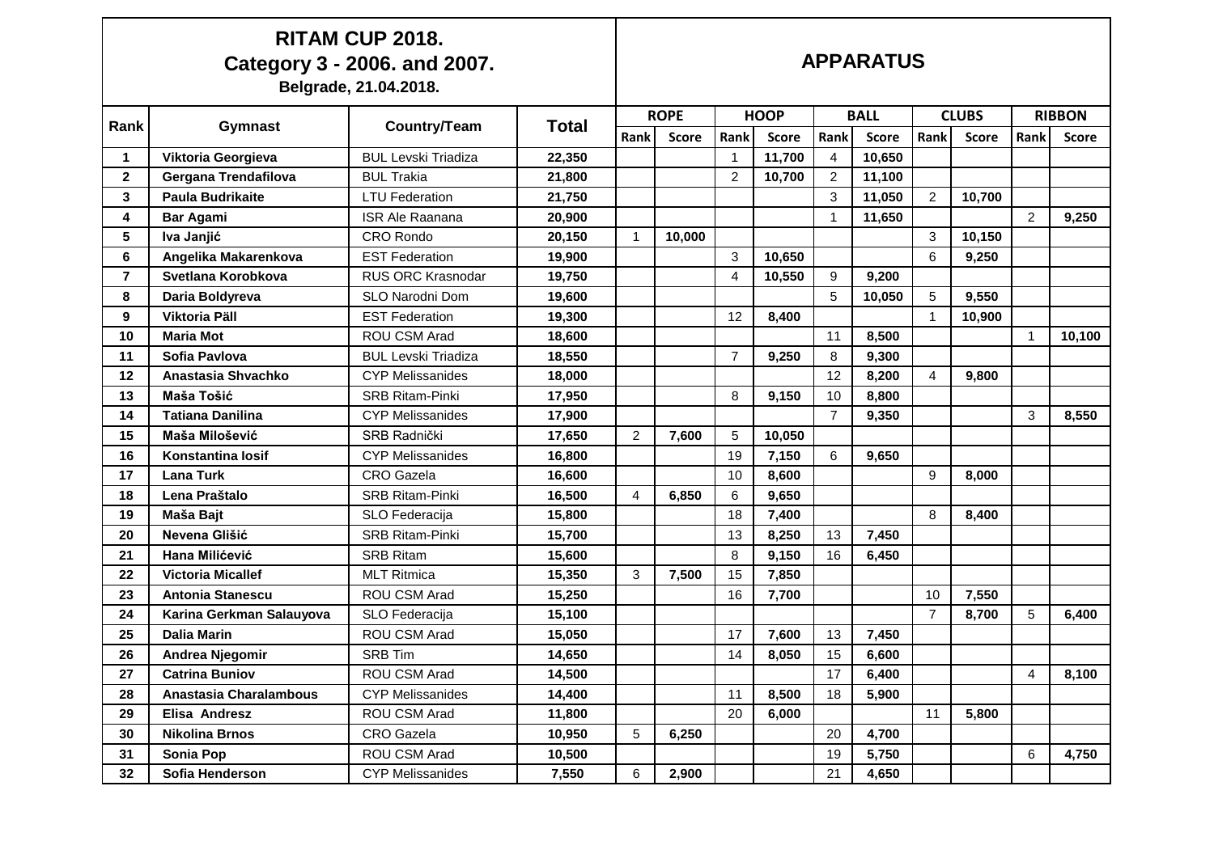# RITAM CUP 2018.
## Category 3 - 2006. and 2007.
**Belgrade, 21.04.2018.**

## APPARATUS

| Rank | Gymnast | Country/Team | Total | ROPE | | HOOP | | BALL | | CLUBS | | RIBBON | |
|---|---|---|---|---|---|---|---|---|---|---|---|---|---|
| | | | | Rank | Score | Rank | Score | Rank | Score | Rank | Score | Rank | Score |
| 1 | Viktoria Georgieva | BUL Levski Triadiza | 22,350 | | | 1 | 11,700 | 4 | 10,650 | | | | |
| 2 | Gergana Trendafilova | BUL Trakia | 21,800 | | | 2 | 10,700 | 2 | 11,100 | | | | |
| 3 | Paula Budrikaite | LTU Federation | 21,750 | | | | | 3 | 11,050 | 2 | 10,700 | | |
| 4 | Bar Agami | ISR Ale Raanana | 20,900 | | | | | 1 | 11,650 | | | 2 | 9,250 |
| 5 | Iva Janjić | CRO Rondo | 20,150 | 1 | 10,000 | | | | | 3 | 10,150 | | |
| 6 | Angelika Makarenkova | EST Federation | 19,900 | | | 3 | 10,650 | | | 6 | 9,250 | | |
| 7 | Svetlana Korobkova | RUS ORC Krasnodar | 19,750 | | | 4 | 10,550 | 9 | 9,200 | | | | |
| 8 | Daria Boldyreva | SLO Narodni Dom | 19,600 | | | | | 5 | 10,050 | 5 | 9,550 | | |
| 9 | Viktoria Päll | EST Federation | 19,300 | | | 12 | 8,400 | | | 1 | 10,900 | | |
| 10 | Maria Mot | ROU CSM Arad | 18,600 | | | | | 11 | 8,500 | | | 1 | 10,100 |
| 11 | Sofia Pavlova | BUL Levski Triadiza | 18,550 | | | 7 | 9,250 | 8 | 9,300 | | | | |
| 12 | Anastasia Shvachko | CYP Melissanides | 18,000 | | | | | 12 | 8,200 | 4 | 9,800 | | |
| 13 | Maša Tošić | SRB Ritam-Pinki | 17,950 | | | 8 | 9,150 | 10 | 8,800 | | | | |
| 14 | Tatiana Danilina | CYP Melissanides | 17,900 | | | | | 7 | 9,350 | | | 3 | 8,550 |
| 15 | Maša Milošević | SRB Radnički | 17,650 | 2 | 7,600 | 5 | 10,050 | | | | | | |
| 16 | Konstantina Iosif | CYP Melissanides | 16,800 | | | 19 | 7,150 | 6 | 9,650 | | | | |
| 17 | Lana Turk | CRO Gazela | 16,600 | | | 10 | 8,600 | | | 9 | 8,000 | | |
| 18 | Lena Praštalo | SRB Ritam-Pinki | 16,500 | 4 | 6,850 | 6 | 9,650 | | | | | | |
| 19 | Maša Bajt | SLO Federacija | 15,800 | | | 18 | 7,400 | | | 8 | 8,400 | | |
| 20 | Nevena Glišić | SRB Ritam-Pinki | 15,700 | | | 13 | 8,250 | 13 | 7,450 | | | | |
| 21 | Hana Milićević | SRB Ritam | 15,600 | | | 8 | 9,150 | 16 | 6,450 | | | | |
| 22 | Victoria Micallef | MLT Ritmica | 15,350 | 3 | 7,500 | 15 | 7,850 | | | | | | |
| 23 | Antonia Stanescu | ROU CSM Arad | 15,250 | | | 16 | 7,700 | | | 10 | 7,550 | | |
| 24 | Karina Gerkman Salauyova | SLO Federacija | 15,100 | | | | | | | 7 | 8,700 | 5 | 6,400 |
| 25 | Dalia Marin | ROU CSM Arad | 15,050 | | | 17 | 7,600 | 13 | 7,450 | | | | |
| 26 | Andrea Njegomir | SRB Tim | 14,650 | | | 14 | 8,050 | 15 | 6,600 | | | | |
| 27 | Catrina Buniov | ROU CSM Arad | 14,500 | | | | | 17 | 6,400 | | | 4 | 8,100 |
| 28 | Anastasia Charalambous | CYP Melissanides | 14,400 | | | 11 | 8,500 | 18 | 5,900 | | | | |
| 29 | Elisa Andresz | ROU CSM Arad | 11,800 | | | 20 | 6,000 | | | 11 | 5,800 | | |
| 30 | Nikolina Brnos | CRO Gazela | 10,950 | 5 | 6,250 | | | 20 | 4,700 | | | | |
| 31 | Sonia Pop | ROU CSM Arad | 10,500 | | | | | 19 | 5,750 | | | 6 | 4,750 |
| 32 | Sofia Henderson | CYP Melissanides | 7,550 | 6 | 2,900 | | | 21 | 4,650 | | | | |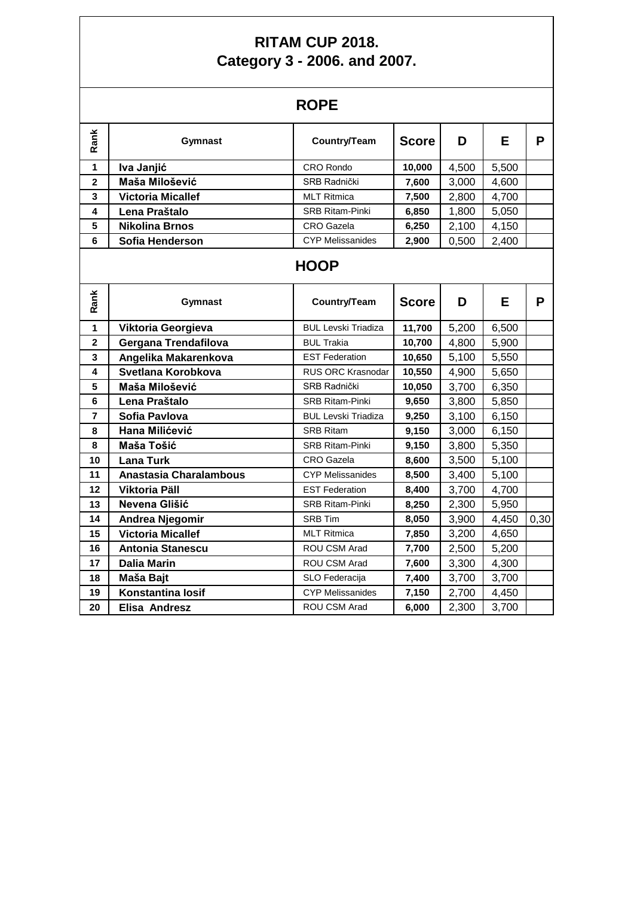# RITAM CUP 2018.
## Category 3 - 2006. and 2007.

### ROPE

| Rank | Gymnast | Country/Team | Score | D | E | P |
|---|---|---|---|---|---|---|
| 1 | Iva Janjić | CRO Rondo | 10,000 | 4,500 | 5,500 | |
| 2 | Maša Milošević | SRB Radnički | 7,600 | 3,000 | 4,600 | |
| 3 | Victoria Micallef | MLT Ritmica | 7,500 | 2,800 | 4,700 | |
| 4 | Lena Praštalo | SRB Ritam-Pinki | 6,850 | 1,800 | 5,050 | |
| 5 | Nikolina Brnos | CRO Gazela | 6,250 | 2,100 | 4,150 | |
| 6 | Sofia Henderson | CYP Melissanides | 2,900 | 0,500 | 2,400 | |

### HOOP

| Rank | Gymnast | Country/Team | Score | D | E | P |
|---|---|---|---|---|---|---|
| 1 | Viktoria Georgieva | BUL Levski Triadiza | 11,700 | 5,200 | 6,500 | |
| 2 | Gergana Trendafilova | BUL Trakia | 10,700 | 4,800 | 5,900 | |
| 3 | Angelika Makarenkova | EST Federation | 10,650 | 5,100 | 5,550 | |
| 4 | Svetlana Korobkova | RUS ORC Krasnodar | 10,550 | 4,900 | 5,650 | |
| 5 | Maša Milošević | SRB Radnički | 10,050 | 3,700 | 6,350 | |
| 6 | Lena Praštalo | SRB Ritam-Pinki | 9,650 | 3,800 | 5,850 | |
| 7 | Sofia Pavlova | BUL Levski Triadiza | 9,250 | 3,100 | 6,150 | |
| 8 | Hana Milićević | SRB Ritam | 9,150 | 3,000 | 6,150 | |
| 8 | Maša Tošić | SRB Ritam-Pinki | 9,150 | 3,800 | 5,350 | |
| 10 | Lana Turk | CRO Gazela | 8,600 | 3,500 | 5,100 | |
| 11 | Anastasia Charalambous | CYP Melissanides | 8,500 | 3,400 | 5,100 | |
| 12 | Viktoria Päll | EST Federation | 8,400 | 3,700 | 4,700 | |
| 13 | Nevena Glišić | SRB Ritam-Pinki | 8,250 | 2,300 | 5,950 | |
| 14 | Andrea Njegomir | SRB Tim | 8,050 | 3,900 | 4,450 | 0,30 |
| 15 | Victoria Micallef | MLT Ritmica | 7,850 | 3,200 | 4,650 | |
| 16 | Antonia Stanescu | ROU CSM Arad | 7,700 | 2,500 | 5,200 | |
| 17 | Dalia Marin | ROU CSM Arad | 7,600 | 3,300 | 4,300 | |
| 18 | Maša Bajt | SLO Federacija | 7,400 | 3,700 | 3,700 | |
| 19 | Konstantina Iosif | CYP Melissanides | 7,150 | 2,700 | 4,450 | |
| 20 | Elisa Andresz | ROU CSM Arad | 6,000 | 2,300 | 3,700 | |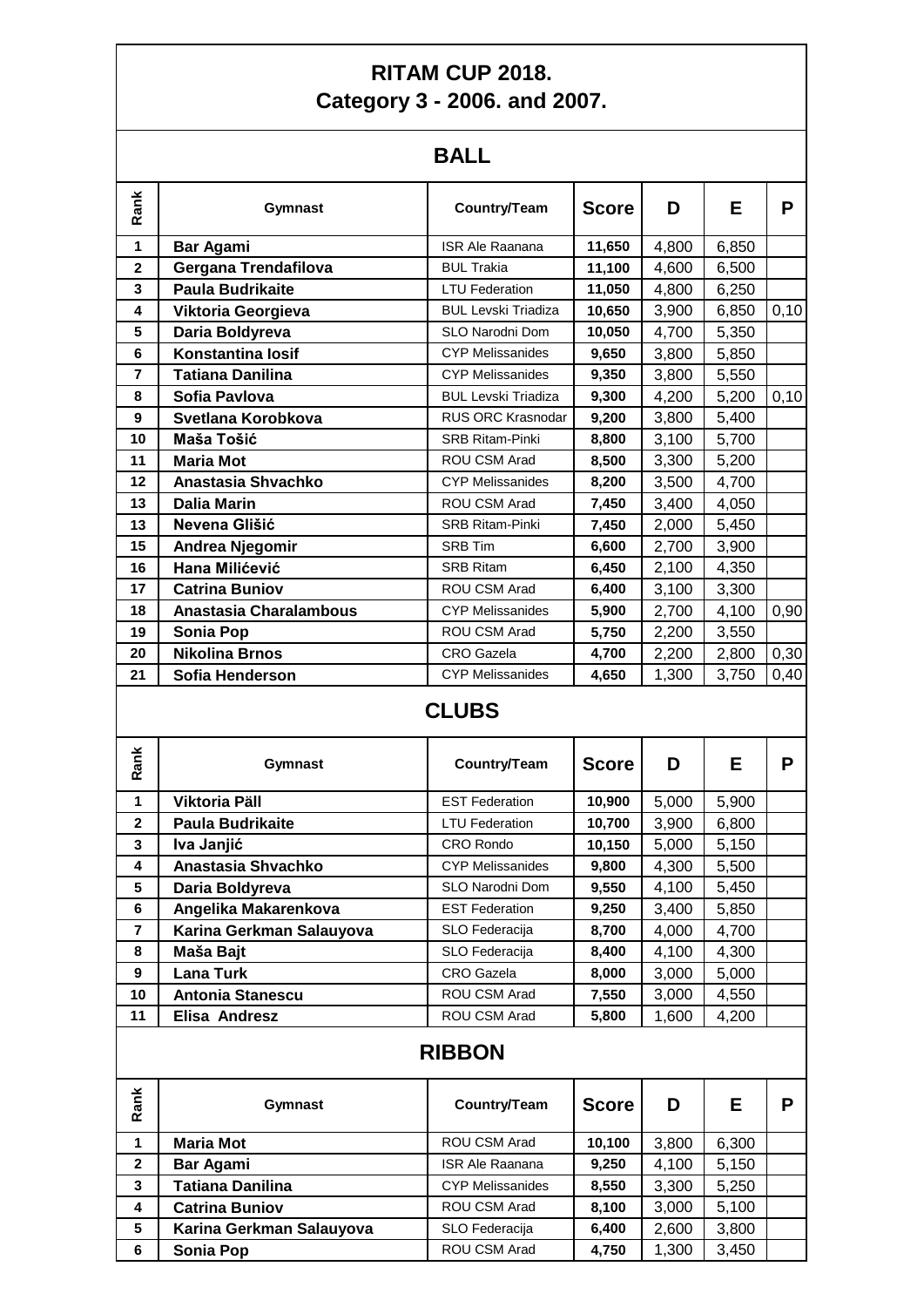# RITAM CUP 2018.
## Category 3 - 2006. and 2007.

### BALL

| Rank | Gymnast | Country/Team | Score | D | E | P |
|---|---|---|---|---|---|---|
| 1 | **Bar Agami** | ISR Ale Raanana | **11,650** | 4,800 | 6,850 | |
| 2 | **Gergana Trendafilova** | BUL Trakia | **11,100** | 4,600 | 6,500 | |
| 3 | **Paula Budrikaite** | LTU Federation | **11,050** | 4,800 | 6,250 | |
| 4 | **Viktoria Georgieva** | BUL Levski Triadiza | **10,650** | 3,900 | 6,850 | 0,10 |
| 5 | **Daria Boldyreva** | SLO Narodni Dom | **10,050** | 4,700 | 5,350 | |
| 6 | **Konstantina Iosif** | CYP Melissanides | **9,650** | 3,800 | 5,850 | |
| 7 | **Tatiana Danilina** | CYP Melissanides | **9,350** | 3,800 | 5,550 | |
| 8 | **Sofia Pavlova** | BUL Levski Triadiza | **9,300** | 4,200 | 5,200 | 0,10 |
| 9 | **Svetlana Korobkova** | RUS ORC Krasnodar | **9,200** | 3,800 | 5,400 | |
| 10 | **Maša Tošić** | SRB Ritam-Pinki | **8,800** | 3,100 | 5,700 | |
| 11 | **Maria Mot** | ROU CSM Arad | **8,500** | 3,300 | 5,200 | |
| 12 | **Anastasia Shvachko** | CYP Melissanides | **8,200** | 3,500 | 4,700 | |
| 13 | **Dalia Marin** | ROU CSM Arad | **7,450** | 3,400 | 4,050 | |
| 13 | **Nevena Glišić** | SRB Ritam-Pinki | **7,450** | 2,000 | 5,450 | |
| 15 | **Andrea Njegomir** | SRB Tim | **6,600** | 2,700 | 3,900 | |
| 16 | **Hana Milićević** | SRB Ritam | **6,450** | 2,100 | 4,350 | |
| 17 | **Catrina Buniov** | ROU CSM Arad | **6,400** | 3,100 | 3,300 | |
| 18 | **Anastasia Charalambous** | CYP Melissanides | **5,900** | 2,700 | 4,100 | 0,90 |
| 19 | **Sonia Pop** | ROU CSM Arad | **5,750** | 2,200 | 3,550 | |
| 20 | **Nikolina Brnos** | CRO Gazela | **4,700** | 2,200 | 2,800 | 0,30 |
| 21 | **Sofia Henderson** | CYP Melissanides | **4,650** | 1,300 | 3,750 | 0,40 |

### CLUBS

| Rank | Gymnast | Country/Team | Score | D | E | P |
|---|---|---|---|---|---|---|
| 1 | **Viktoria Päll** | EST Federation | **10,900** | 5,000 | 5,900 | |
| 2 | **Paula Budrikaite** | LTU Federation | **10,700** | 3,900 | 6,800 | |
| 3 | **Iva Janjić** | CRO Rondo | **10,150** | 5,000 | 5,150 | |
| 4 | **Anastasia Shvachko** | CYP Melissanides | **9,800** | 4,300 | 5,500 | |
| 5 | **Daria Boldyreva** | SLO Narodni Dom | **9,550** | 4,100 | 5,450 | |
| 6 | **Angelika Makarenkova** | EST Federation | **9,250** | 3,400 | 5,850 | |
| 7 | **Karina Gerkman Salauyova** | SLO Federacija | **8,700** | 4,000 | 4,700 | |
| 8 | **Maša Bajt** | SLO Federacija | **8,400** | 4,100 | 4,300 | |
| 9 | **Lana Turk** | CRO Gazela | **8,000** | 3,000 | 5,000 | |
| 10 | **Antonia Stanescu** | ROU CSM Arad | **7,550** | 3,000 | 4,550 | |
| 11 | **Elisa Andresz** | ROU CSM Arad | **5,800** | 1,600 | 4,200 | |

### RIBBON

| Rank | Gymnast | Country/Team | Score | D | E | P |
|---|---|---|---|---|---|---|
| 1 | **Maria Mot** | ROU CSM Arad | **10,100** | 3,800 | 6,300 | |
| 2 | **Bar Agami** | ISR Ale Raanana | **9,250** | 4,100 | 5,150 | |
| 3 | **Tatiana Danilina** | CYP Melissanides | **8,550** | 3,300 | 5,250 | |
| 4 | **Catrina Buniov** | ROU CSM Arad | **8,100** | 3,000 | 5,100 | |
| 5 | **Karina Gerkman Salauyova** | SLO Federacija | **6,400** | 2,600 | 3,800 | |
| 6 | **Sonia Pop** | ROU CSM Arad | **4,750** | 1,300 | 3,450 | |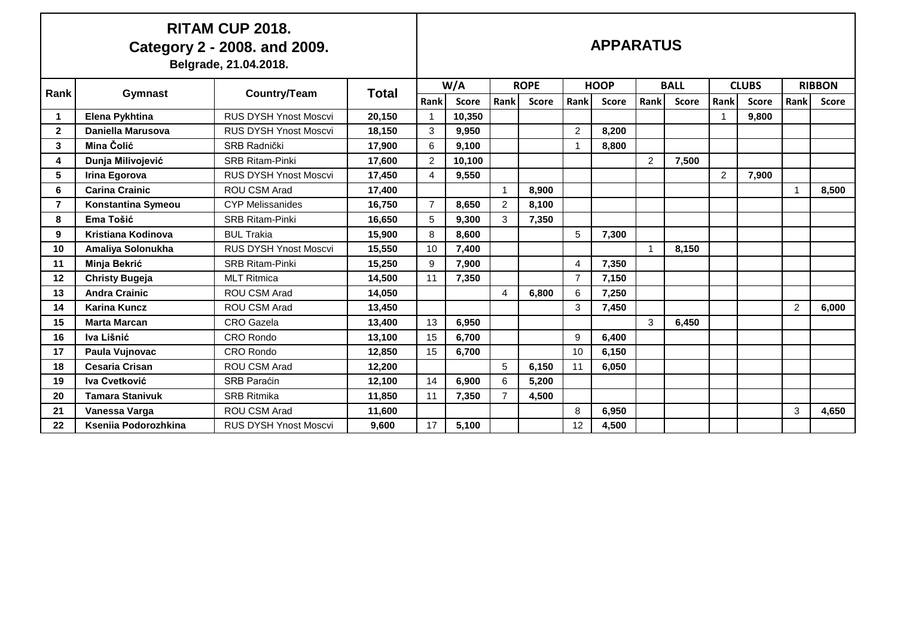# RITAM CUP 2018.
## Category 2 - 2008. and 2009.
### Belgrade, 21.04.2018.

## APPARATUS

| Rank | Gymnast | Country/Team | Total | W/A | | ROPE | | HOOP | | BALL | | CLUBS | | RIBBON | |
|---|---|---|---|---|---|---|---|---|---|---|---|---|---|---|---|
| | | | | Rank | Score | Rank | Score | Rank | Score | Rank | Score | Rank | Score | Rank | Score |
| 1 | Elena Pykhtina | RUS DYSH Ynost Moscvi | 20,150 | 1 | 10,350 | | | | | | | 1 | 9,800 | | |
| 2 | Daniella Marusova | RUS DYSH Ynost Moscvi | 18,150 | 3 | 9,950 | | | 2 | 8,200 | | | | | | |
| 3 | Mina Čolić | SRB Radnički | 17,900 | 6 | 9,100 | | | 1 | 8,800 | | | | | | |
| 4 | Dunja Milivojević | SRB Ritam-Pinki | 17,600 | 2 | 10,100 | | | | | 2 | 7,500 | | | | |
| 5 | Irina Egorova | RUS DYSH Ynost Moscvi | 17,450 | 4 | 9,550 | | | | | | | 2 | 7,900 | | |
| 6 | Carina Crainic | ROU CSM Arad | 17,400 | | | 1 | 8,900 | | | | | | | 1 | 8,500 |
| 7 | Konstantina Symeou | CYP Melissanides | 16,750 | 7 | 8,650 | 2 | 8,100 | | | | | | | | |
| 8 | Ema Tošić | SRB Ritam-Pinki | 16,650 | 5 | 9,300 | 3 | 7,350 | | | | | | | | |
| 9 | Kristiana Kodinova | BUL Trakia | 15,900 | 8 | 8,600 | | | 5 | 7,300 | | | | | | |
| 10 | Amaliya Solonukha | RUS DYSH Ynost Moscvi | 15,550 | 10 | 7,400 | | | | | 1 | 8,150 | | | | |
| 11 | Minja Bekrić | SRB Ritam-Pinki | 15,250 | 9 | 7,900 | | | 4 | 7,350 | | | | | | |
| 12 | Christy Bugeja | MLT Ritmica | 14,500 | 11 | 7,350 | | | 7 | 7,150 | | | | | | |
| 13 | Andra Crainic | ROU CSM Arad | 14,050 | | | 4 | 6,800 | 6 | 7,250 | | | | | | |
| 14 | Karina Kuncz | ROU CSM Arad | 13,450 | | | | | 3 | 7,450 | | | | | 2 | 6,000 |
| 15 | Marta Marcan | CRO Gazela | 13,400 | 13 | 6,950 | | | | | 3 | 6,450 | | | | |
| 16 | Iva Lišnić | CRO Rondo | 13,100 | 15 | 6,700 | | | 9 | 6,400 | | | | | | |
| 17 | Paula Vujnovac | CRO Rondo | 12,850 | 15 | 6,700 | | | 10 | 6,150 | | | | | | |
| 18 | Cesaria Crisan | ROU CSM Arad | 12,200 | | | 5 | 6,150 | 11 | 6,050 | | | | | | |
| 19 | Iva Cvetković | SRB Paraćin | 12,100 | 14 | 6,900 | 6 | 5,200 | | | | | | | | |
| 20 | Tamara Stanivuk | SRB Ritmika | 11,850 | 11 | 7,350 | 7 | 4,500 | | | | | | | | |
| 21 | Vanessa Varga | ROU CSM Arad | 11,600 | | | | | 8 | 6,950 | | | | | 3 | 4,650 |
| 22 | Ksenija Podorozhkina | RUS DYSH Ynost Moscvi | 9,600 | 17 | 5,100 | | | 12 | 4,500 | | | | | | |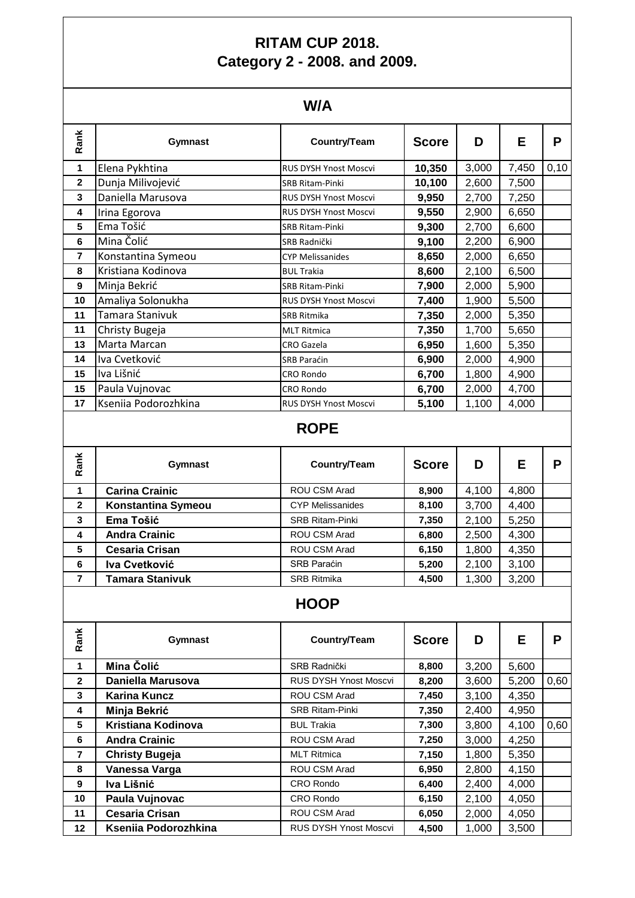# RITAM CUP 2018.
## Category 2 - 2008. and 2009.

### W/A

| Rank | Gymnast | Country/Team | Score | D | E | P |
|---|---|---|---|---|---|---|
| 1 | Elena Pykhtina | RUS DYSH Ynost Moscvi | 10,350 | 3,000 | 7,450 | 0,10 |
| 2 | Dunja Milivojević | SRB Ritam-Pinki | 10,100 | 2,600 | 7,500 | |
| 3 | Daniella Marusova | RUS DYSH Ynost Moscvi | 9,950 | 2,700 | 7,250 | |
| 4 | Irina Egorova | RUS DYSH Ynost Moscvi | 9,550 | 2,900 | 6,650 | |
| 5 | Ema Tošić | SRB Ritam-Pinki | 9,300 | 2,700 | 6,600 | |
| 6 | Mina Čolić | SRB Radnički | 9,100 | 2,200 | 6,900 | |
| 7 | Konstantina Symeou | CYP Melissanides | 8,650 | 2,000 | 6,650 | |
| 8 | Kristiana Kodinova | BUL Trakia | 8,600 | 2,100 | 6,500 | |
| 9 | Minja Bekrić | SRB Ritam-Pinki | 7,900 | 2,000 | 5,900 | |
| 10 | Amaliya Solonukha | RUS DYSH Ynost Moscvi | 7,400 | 1,900 | 5,500 | |
| 11 | Tamara Stanivuk | SRB Ritmika | 7,350 | 2,000 | 5,350 | |
| 11 | Christy Bugeja | MLT Ritmica | 7,350 | 1,700 | 5,650 | |
| 13 | Marta Marcan | CRO Gazela | 6,950 | 1,600 | 5,350 | |
| 14 | Iva Cvetković | SRB Paraćin | 6,900 | 2,000 | 4,900 | |
| 15 | Iva Lišnić | CRO Rondo | 6,700 | 1,800 | 4,900 | |
| 15 | Paula Vujnovac | CRO Rondo | 6,700 | 2,000 | 4,700 | |
| 17 | Kseniia Podorozhkina | RUS DYSH Ynost Moscvi | 5,100 | 1,100 | 4,000 | |

### ROPE

| Rank | Gymnast | Country/Team | Score | D | E | P |
|---|---|---|---|---|---|---|
| 1 | **Carina Crainic** | ROU CSM Arad | 8,900 | 4,100 | 4,800 | |
| 2 | **Konstantina Symeou** | CYP Melissanides | 8,100 | 3,700 | 4,400 | |
| 3 | **Ema Tošić** | SRB Ritam-Pinki | 7,350 | 2,100 | 5,250 | |
| 4 | **Andra Crainic** | ROU CSM Arad | 6,800 | 2,500 | 4,300 | |
| 5 | **Cesaria Crisan** | ROU CSM Arad | 6,150 | 1,800 | 4,350 | |
| 6 | **Iva Cvetković** | SRB Paraćin | 5,200 | 2,100 | 3,100 | |
| 7 | **Tamara Stanivuk** | SRB Ritmika | 4,500 | 1,300 | 3,200 | |

### HOOP

| Rank | Gymnast | Country/Team | Score | D | E | P |
|---|---|---|---|---|---|---|
| 1 | **Mina Čolić** | SRB Radnički | 8,800 | 3,200 | 5,600 | |
| 2 | **Daniella Marusova** | RUS DYSH Ynost Moscvi | 8,200 | 3,600 | 5,200 | 0,60 |
| 3 | **Karina Kuncz** | ROU CSM Arad | 7,450 | 3,100 | 4,350 | |
| 4 | **Minja Bekrić** | SRB Ritam-Pinki | 7,350 | 2,400 | 4,950 | |
| 5 | **Kristiana Kodinova** | BUL Trakia | 7,300 | 3,800 | 4,100 | 0,60 |
| 6 | **Andra Crainic** | ROU CSM Arad | 7,250 | 3,000 | 4,250 | |
| 7 | **Christy Bugeja** | MLT Ritmica | 7,150 | 1,800 | 5,350 | |
| 8 | **Vanessa Varga** | ROU CSM Arad | 6,950 | 2,800 | 4,150 | |
| 9 | **Iva Lišnić** | CRO Rondo | 6,400 | 2,400 | 4,000 | |
| 10 | **Paula Vujnovac** | CRO Rondo | 6,150 | 2,100 | 4,050 | |
| 11 | **Cesaria Crisan** | ROU CSM Arad | 6,050 | 2,000 | 4,050 | |
| 12 | **Kseniia Podorozhkina** | RUS DYSH Ynost Moscvi | 4,500 | 1,000 | 3,500 | |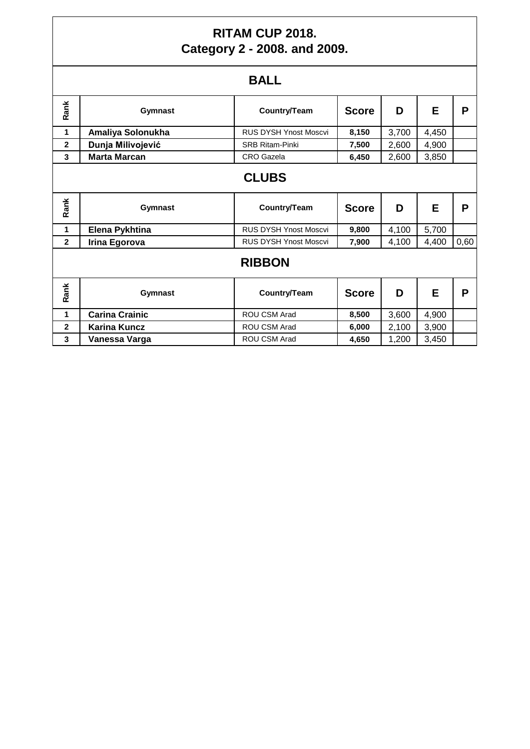# RITAM CUP 2018.
## Category 2 - 2008. and 2009.

### BALL

| Rank | Gymnast | Country/Team | Score | D | E | P |
|---|---|---|---|---|---|---|
| 1 | **Amaliya Solonukha** | RUS DYSH Ynost Moscvi | **8,150** | 3,700 | 4,450 | |
| 2 | **Dunja Milivojević** | SRB Ritam-Pinki | **7,500** | 2,600 | 4,900 | |
| 3 | **Marta Marcan** | CRO Gazela | **6,450** | 2,600 | 3,850 | |

### CLUBS

| Rank | Gymnast | Country/Team | Score | D | E | P |
|---|---|---|---|---|---|---|
| 1 | **Elena Pykhtina** | RUS DYSH Ynost Moscvi | **9,800** | 4,100 | 5,700 | |
| 2 | **Irina Egorova** | RUS DYSH Ynost Moscvi | **7,900** | 4,100 | 4,400 | 0,60 |

### RIBBON

| Rank | Gymnast | Country/Team | Score | D | E | P |
|---|---|---|---|---|---|---|
| 1 | **Carina Crainic** | ROU CSM Arad | **8,500** | 3,600 | 4,900 | |
| 2 | **Karina Kuncz** | ROU CSM Arad | **6,000** | 2,100 | 3,900 | |
| 3 | **Vanessa Varga** | ROU CSM Arad | **4,650** | 1,200 | 3,450 | |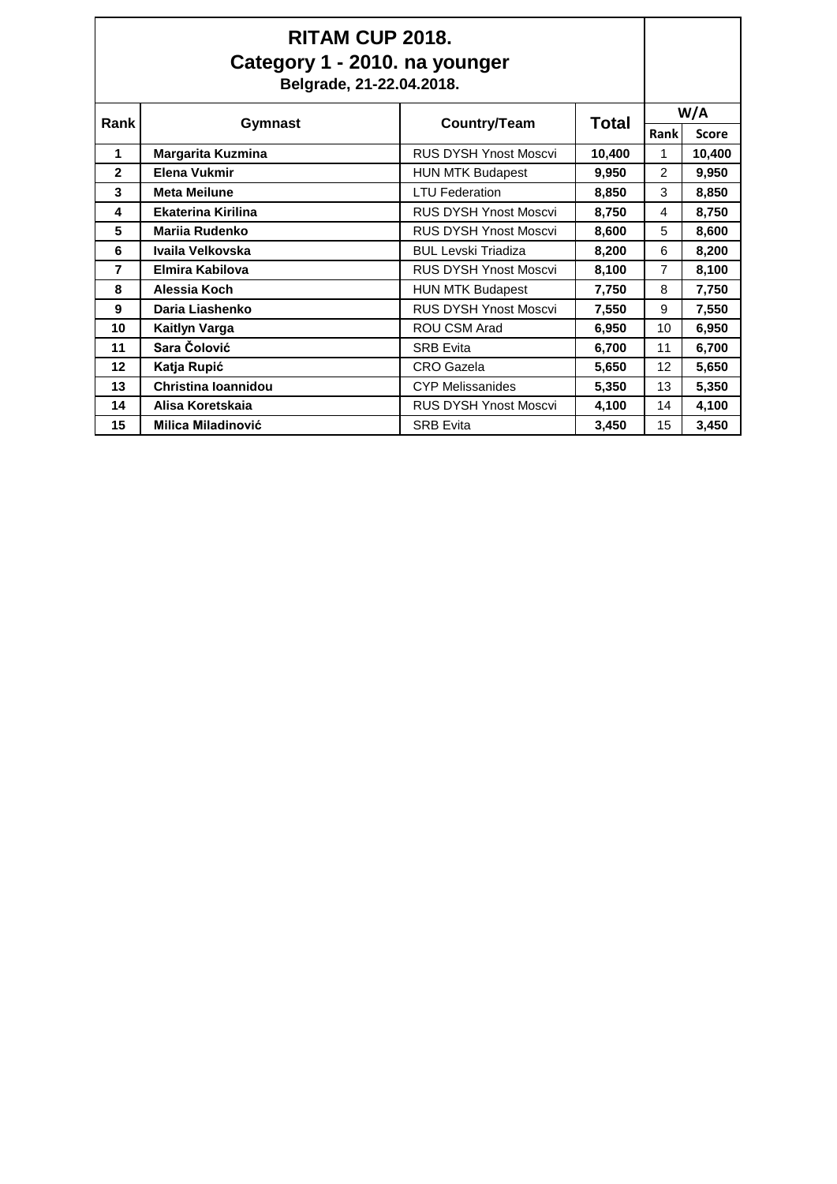# RITAM CUP 2018.
## Category 1 - 2010. na younger
### Belgrade, 21-22.04.2018.

| Rank | Gymnast | Country/Team | Total | W/A | |
|---|---|---|---|---|---|
| | | | | Rank | Score |
| 1 | **Margarita Kuzmina** | RUS DYSH Ynost Moscvi | **10,400** | 1 | **10,400** |
| 2 | **Elena Vukmir** | HUN MTK Budapest | **9,950** | 2 | **9,950** |
| 3 | **Meta Meilune** | LTU Federation | **8,850** | 3 | **8,850** |
| 4 | **Ekaterina Kirilina** | RUS DYSH Ynost Moscvi | **8,750** | 4 | **8,750** |
| 5 | **Mariia Rudenko** | RUS DYSH Ynost Moscvi | **8,600** | 5 | **8,600** |
| 6 | **Ivaila Velkovska** | BUL Levski Triadiza | **8,200** | 6 | **8,200** |
| 7 | **Elmira Kabilova** | RUS DYSH Ynost Moscvi | **8,100** | 7 | **8,100** |
| 8 | **Alessia Koch** | HUN MTK Budapest | **7,750** | 8 | **7,750** |
| 9 | **Daria Liashenko** | RUS DYSH Ynost Moscvi | **7,550** | 9 | **7,550** |
| 10 | **Kaitlyn Varga** | ROU CSM Arad | **6,950** | 10 | **6,950** |
| 11 | **Sara Čolović** | SRB Evita | **6,700** | 11 | **6,700** |
| 12 | **Katja Rupić** | CRO Gazela | **5,650** | 12 | **5,650** |
| 13 | **Christina Ioannidou** | CYP Melissanides | **5,350** | 13 | **5,350** |
| 14 | **Alisa Koretskaia** | RUS DYSH Ynost Moscvi | **4,100** | 14 | **4,100** |
| 15 | **Milica Miladinović** | SRB Evita | **3,450** | 15 | **3,450** |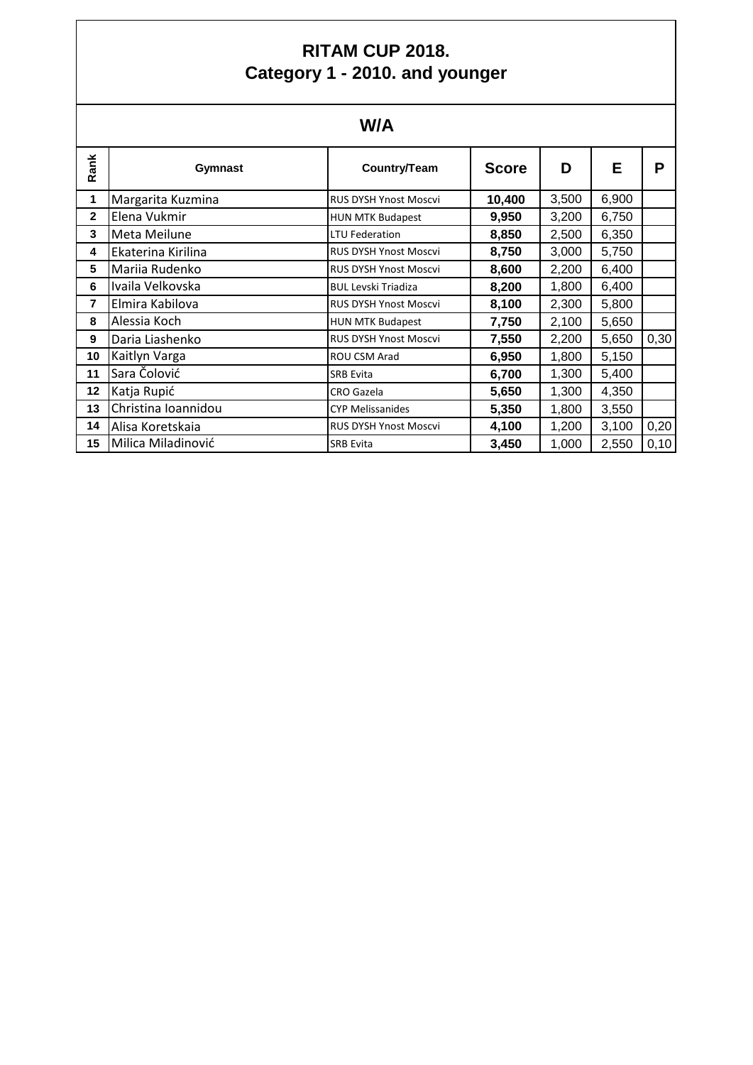# RITAM CUP 2018.
## Category 1 - 2010. and younger

### W/A

| Rank | Gymnast | Country/Team | Score | D | E | P |
|---|---|---|---|---|---|---|
| 1 | Margarita Kuzmina | RUS DYSH Ynost Moscvi | **10,400** | 3,500 | 6,900 | |
| 2 | Elena Vukmir | HUN MTK Budapest | **9,950** | 3,200 | 6,750 | |
| 3 | Meta Meilune | LTU Federation | **8,850** | 2,500 | 6,350 | |
| 4 | Ekaterina Kirilina | RUS DYSH Ynost Moscvi | **8,750** | 3,000 | 5,750 | |
| 5 | Mariia Rudenko | RUS DYSH Ynost Moscvi | **8,600** | 2,200 | 6,400 | |
| 6 | Ivaila Velkovska | BUL Levski Triadiza | **8,200** | 1,800 | 6,400 | |
| 7 | Elmira Kabilova | RUS DYSH Ynost Moscvi | **8,100** | 2,300 | 5,800 | |
| 8 | Alessia Koch | HUN MTK Budapest | **7,750** | 2,100 | 5,650 | |
| 9 | Daria Liashenko | RUS DYSH Ynost Moscvi | **7,550** | 2,200 | 5,650 | 0,30 |
| 10 | Kaitlyn Varga | ROU CSM Arad | **6,950** | 1,800 | 5,150 | |
| 11 | Sara Čolović | SRB Evita | **6,700** | 1,300 | 5,400 | |
| 12 | Katja Rupić | CRO Gazela | **5,650** | 1,300 | 4,350 | |
| 13 | Christina Ioannidou | CYP Melissanides | **5,350** | 1,800 | 3,550 | |
| 14 | Alisa Koretskaia | RUS DYSH Ynost Moscvi | **4,100** | 1,200 | 3,100 | 0,20 |
| 15 | Milica Miladinović | SRB Evita | **3,450** | 1,000 | 2,550 | 0,10 |